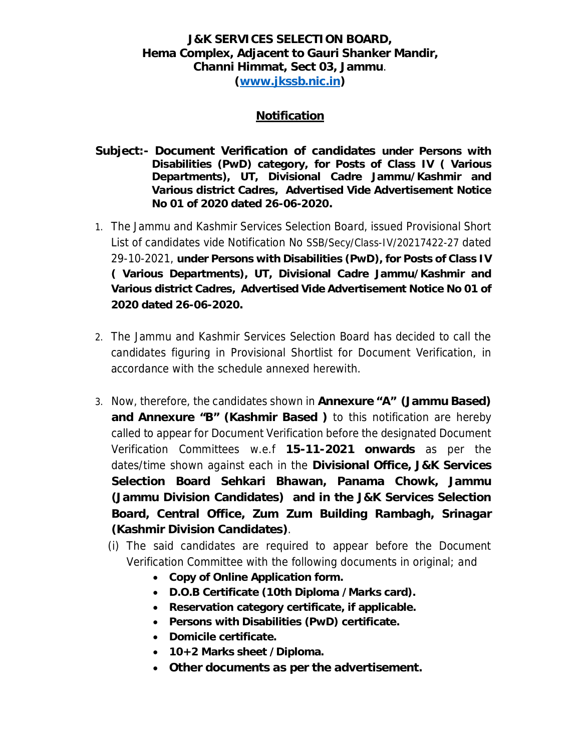**J&K SERVICES SELECTION BOARD,**
**Hema Complex, Adjacent to Gauri Shanker Mandir,**
**Channi Himmat, Sect 03, Jammu.**
**([www.jkssb.nic.in](http://www.jkssb.nic.in))**

## Notification

**Subject:- Document Verification of candidates under Persons with Disabilities (PwD) category, for Posts of Class IV ( Various Departments), UT, Divisional Cadre Jammu/Kashmir and Various district Cadres, Advertised Vide Advertisement Notice No 01 of 2020 dated 26-06-2020.**

1. The Jammu and Kashmir Services Selection Board, issued Provisional Short List of candidates vide Notification No SSB/Secy/Class-IV/20217422-27 dated 29-10-2021, **under Persons with Disabilities (PwD), for Posts of Class IV ( Various Departments), UT, Divisional Cadre Jammu/Kashmir and Various district Cadres, Advertised Vide Advertisement Notice No 01 of 2020 dated 26-06-2020.**

2. The Jammu and Kashmir Services Selection Board has decided to call the candidates figuring in Provisional Shortlist for Document Verification, in accordance with the schedule annexed herewith.

3. Now, therefore, the candidates shown in **Annexure "A" (Jammu Based) and Annexure "B" (Kashmir Based )** to this notification are hereby called to appear for Document Verification before the designated Document Verification Committees w.e.f **15-11-2021 onwards** as per the dates/time shown against each in the **Divisional Office, J&K Services Selection Board Sehkari Bhawan, Panama Chowk, Jammu (Jammu Division Candidates) and in the J&K Services Selection Board, Central Office, Zum Zum Building Rambagh, Srinagar (Kashmir Division Candidates)**.

   (i) The said candidates are required to appear before the Document Verification Committee with the following documents in original; and

   - **Copy of Online Application form.**
   - **D.O.B Certificate (10th Diploma /Marks card).**
   - **Reservation category certificate, if applicable.**
   - **Persons with Disabilities (PwD) certificate.**
   - **Domicile certificate.**
   - **10+2 Marks sheet /Diploma.**
   - **Other documents as per the advertisement.**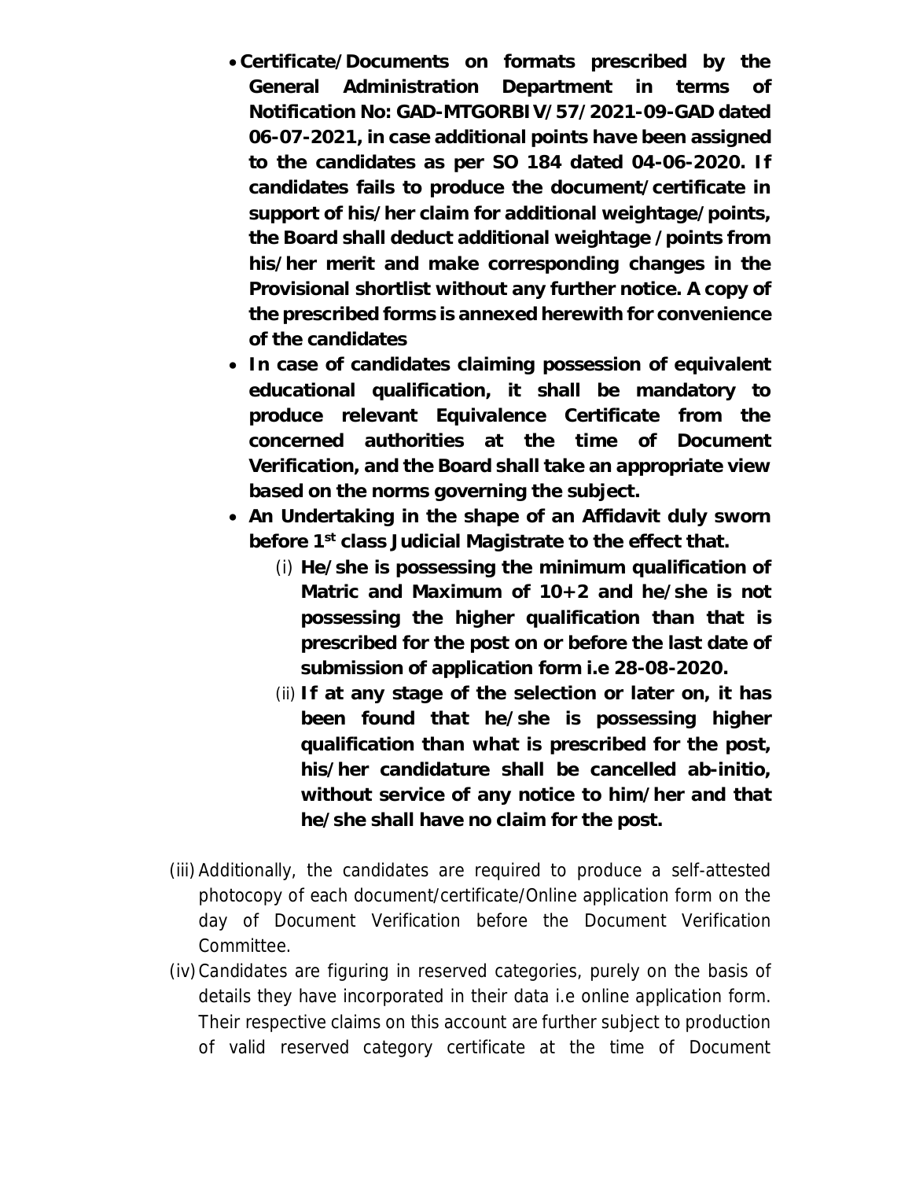- **Certificate/Documents on formats prescribed by the General Administration Department in terms of Notification No: GAD-MTGORBIV/57/2021-09-GAD dated 06-07-2021, in case additional points have been assigned to the candidates as per SO 184 dated 04-06-2020. If candidates fails to produce the document/certificate in support of his/her claim for additional weightage/points, the Board shall deduct additional weightage /points from his/her merit and make corresponding changes in the Provisional shortlist without any further notice. A copy of the prescribed forms is annexed herewith for convenience of the candidates**
- **In case of candidates claiming possession of equivalent educational qualification, it shall be mandatory to produce relevant Equivalence Certificate from the concerned authorities at the time of Document Verification, and the Board shall take an appropriate view based on the norms governing the subject.**
- **An Undertaking in the shape of an Affidavit duly sworn before 1st class Judicial Magistrate to the effect that.**
    - (i) **He/she is possessing the minimum qualification of Matric and Maximum of 10+2 and he/she is not possessing the higher qualification than that is prescribed for the post on or before the last date of submission of application form i.e 28-08-2020.**
    - (ii) **If at any stage of the selection or later on, it has been found that he/she is possessing higher qualification than what is prescribed for the post, his/her candidature shall be cancelled ab-initio, without service of any notice to him/her and that he/she shall have no claim for the post.**

(iii) Additionally, the candidates are required to produce a self-attested photocopy of each document/certificate/Online application form on the day of Document Verification before the Document Verification Committee.

(iv) Candidates are figuring in reserved categories, purely on the basis of details they have incorporated in their data i.e online application form. Their respective claims on this account are further subject to production of valid reserved category certificate at the time of Document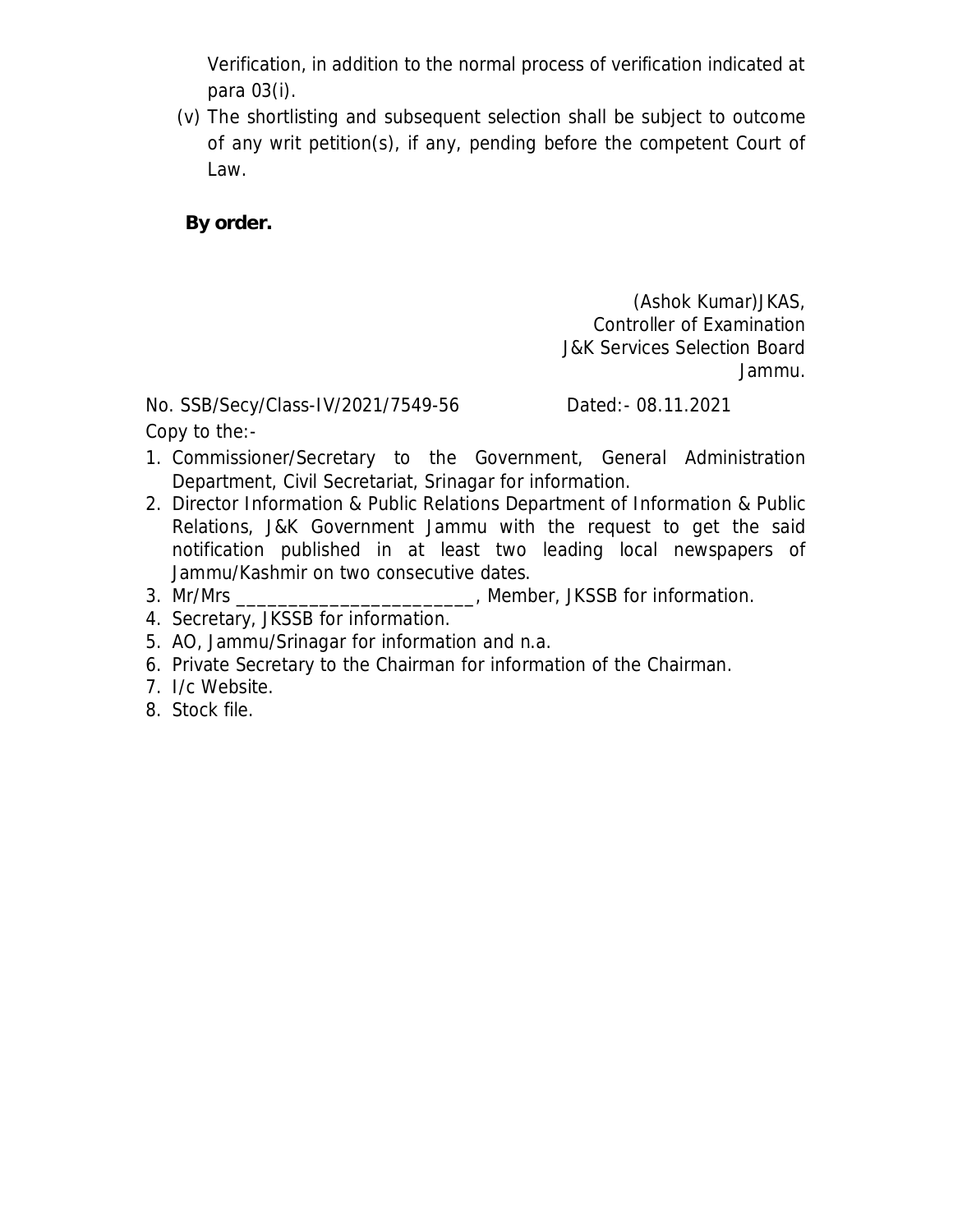Verification, in addition to the normal process of verification indicated at para 03(i).

(v) The shortlisting and subsequent selection shall be subject to outcome of any writ petition(s), if any, pending before the competent Court of Law.

**By order.**

(Ashok Kumar)JKAS,
Controller of Examination
J&K Services Selection Board
Jammu.

No. SSB/Secy/Class-IV/2021/7549-56 Dated:- 08.11.2021

Copy to the:-

1. Commissioner/Secretary to the Government, General Administration Department, Civil Secretariat, Srinagar for information.
2. Director Information & Public Relations Department of Information & Public Relations, J&K Government Jammu with the request to get the said notification published in at least two leading local newspapers of Jammu/Kashmir on two consecutive dates.
3. Mr/Mrs ________________________, Member, JKSSB for information.
4. Secretary, JKSSB for information.
5. AO, Jammu/Srinagar for information and n.a.
6. Private Secretary to the Chairman for information of the Chairman.
7. I/c Website.
8. Stock file.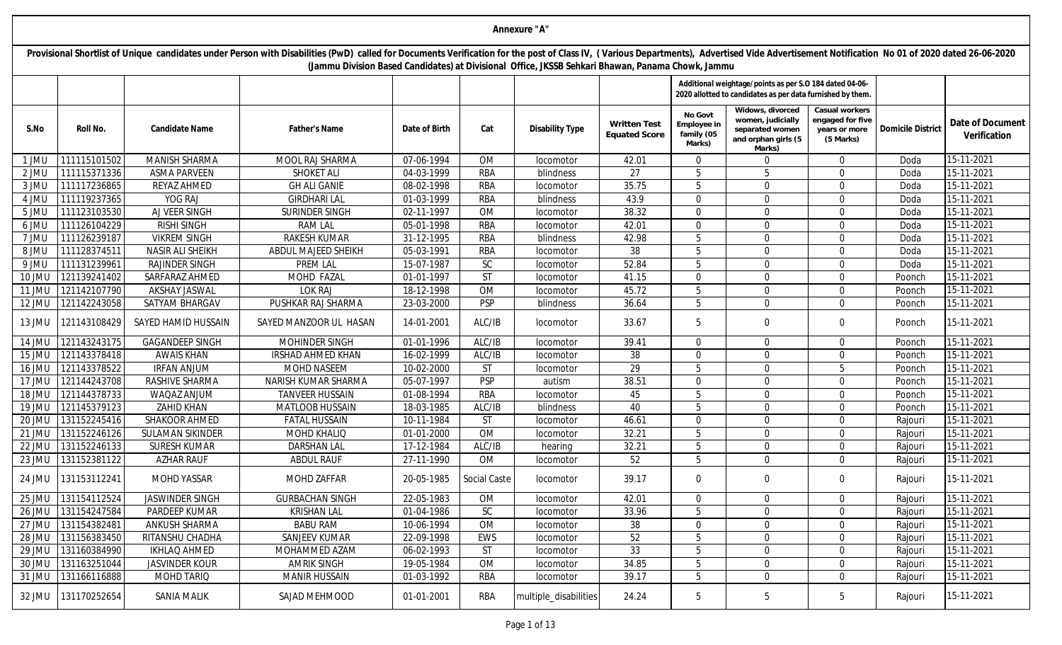# Annexure "A"

**Provisional Shortlist of Unique candidates under Person with Disabilities (PwD) called for Documents Verification for the post of Class IV, ( Various Departments), Advertised Vide Advertisement Notification No 01 of 2020 dated 26-06-2020 (Jammu Division Based Candidates) at Divisional Office, JKSSB Sehkari Bhawan, Panama Chowk, Jammu**

| | | | | | | | | Additional weightage/points as per S.O 184 dated 04-06-2020 allotted to candidates as per data furnished by them. | | | | |
|---|---|---|---|---|---|---|---|---|---|---|---|---|
| S.No | Roll No. | Candidate Name | Father's Name | Date of Birth | Cat | Disability Type | Written Test Equated Score | No Govt Employee in family (05 Marks) | Widows, divorced women, judicially separated women and orphan girls (5 Marks) | Casual workers engaged for five years or more (5 Marks) | Domicile District | Date of Document Verification |
| 1 JMU | 111115101502 | MANISH SHARMA | MOOL RAJ SHARMA | 07-06-1994 | OM | locomotor | 42.01 | 0 | 0 | 0 | Doda | 15-11-2021 |
| 2 JMU | 111115371336 | ASMA PARVEEN | SHOKET ALI | 04-03-1999 | RBA | blindness | 27 | 5 | 5 | 0 | Doda | 15-11-2021 |
| 3 JMU | 111117236865 | REYAZ AHMED | GH ALI GANIE | 08-02-1998 | RBA | locomotor | 35.75 | 5 | 0 | 0 | Doda | 15-11-2021 |
| 4 JMU | 111119237365 | YOG RAJ | GIRDHARI LAL | 01-03-1999 | RBA | blindness | 43.9 | 0 | 0 | 0 | Doda | 15-11-2021 |
| 5 JMU | 111123103530 | AJVEER SINGH | SURINDER SINGH | 02-11-1997 | OM | locomotor | 38.32 | 0 | 0 | 0 | Doda | 15-11-2021 |
| 6 JMU | 111126104229 | RISHI SINGH | RAM LAL | 05-01-1998 | RBA | locomotor | 42.01 | 0 | 0 | 0 | Doda | 15-11-2021 |
| 7 JMU | 111126239187 | VIKREM SINGH | RAKESH KUMAR | 31-12-1995 | RBA | blindness | 42.98 | 5 | 0 | 0 | Doda | 15-11-2021 |
| 8 JMU | 111128374511 | NASIR ALI SHEIKH | ABDUL MAJEED SHEIKH | 05-03-1991 | RBA | locomotor | 38 | 5 | 0 | 0 | Doda | 15-11-2021 |
| 9 JMU | 111131239961 | RAJINDER SINGH | PREM LAL | 15-07-1987 | SC | locomotor | 52.84 | 5 | 0 | 0 | Doda | 15-11-2021 |
| 10 JMU | 121139241402 | SARFARAZ AHMED | MOHD FAZAL | 01-01-1997 | ST | locomotor | 41.15 | 0 | 0 | 0 | Poonch | 15-11-2021 |
| 11 JMU | 121142107790 | AKSHAY JASWAL | LOK RAJ | 18-12-1998 | OM | locomotor | 45.72 | 5 | 0 | 0 | Poonch | 15-11-2021 |
| 12 JMU | 121142243058 | SATYAM BHARGAV | PUSHKAR RAJ SHARMA | 23-03-2000 | PSP | blindness | 36.64 | 5 | 0 | 0 | Poonch | 15-11-2021 |
| 13 JMU | 121143108429 | SAYED HAMID HUSSAIN | SAYED MANZOOR UL HASAN | 14-01-2001 | ALC/IB | locomotor | 33.67 | 5 | 0 | 0 | Poonch | 15-11-2021 |
| 14 JMU | 121143243175 | GAGANDEEP SINGH | MOHINDER SINGH | 01-01-1996 | ALC/IB | locomotor | 39.41 | 0 | 0 | 0 | Poonch | 15-11-2021 |
| 15 JMU | 121143378418 | AWAIS KHAN | IRSHAD AHMED KHAN | 16-02-1999 | ALC/IB | locomotor | 38 | 0 | 0 | 0 | Poonch | 15-11-2021 |
| 16 JMU | 121143378522 | IRFAN ANJUM | MOHD NASEEM | 10-02-2000 | ST | locomotor | 29 | 5 | 0 | 5 | Poonch | 15-11-2021 |
| 17 JMU | 121144243708 | RASHIVE SHARMA | NARISH KUMAR SHARMA | 05-07-1997 | PSP | autism | 38.51 | 0 | 0 | 0 | Poonch | 15-11-2021 |
| 18 JMU | 121144378733 | WAQAZ ANJUM | TANVEER HUSSAIN | 01-08-1994 | RBA | locomotor | 45 | 5 | 0 | 0 | Poonch | 15-11-2021 |
| 19 JMU | 121145379123 | ZAHID KHAN | MATLOOB HUSSAIN | 18-03-1985 | ALC/IB | blindness | 40 | 5 | 0 | 0 | Poonch | 15-11-2021 |
| 20 JMU | 131152245416 | SHAKOOR AHMED | FATAL HUSSAIN | 10-11-1984 | ST | locomotor | 46.61 | 0 | 0 | 0 | Rajouri | 15-11-2021 |
| 21 JMU | 131152246126 | SULAMAN SIKINDER | MOHD KHALIQ | 01-01-2000 | OM | locomotor | 32.21 | 5 | 0 | 0 | Rajouri | 15-11-2021 |
| 22 JMU | 131152246133 | SURESH KUMAR | DARSHAN LAL | 17-12-1984 | ALC/IB | hearing | 32.21 | 5 | 0 | 0 | Rajouri | 15-11-2021 |
| 23 JMU | 131152381122 | AZHAR RAUF | ABDUL RAUF | 27-11-1990 | OM | locomotor | 52 | 5 | 0 | 0 | Rajouri | 15-11-2021 |
| 24 JMU | 131153112241 | MOHD YASSAR | MOHD ZAFFAR | 20-05-1985 | Social Caste | locomotor | 39.17 | 0 | 0 | 0 | Rajouri | 15-11-2021 |
| 25 JMU | 131154112524 | JASWINDER SINGH | GURBACHAN SINGH | 22-05-1983 | OM | locomotor | 42.01 | 0 | 0 | 0 | Rajouri | 15-11-2021 |
| 26 JMU | 131154247584 | PARDEEP KUMAR | KRISHAN LAL | 01-04-1986 | SC | locomotor | 33.96 | 5 | 0 | 0 | Rajouri | 15-11-2021 |
| 27 JMU | 131154382481 | ANKUSH SHARMA | BABU RAM | 10-06-1994 | OM | locomotor | 38 | 0 | 0 | 0 | Rajouri | 15-11-2021 |
| 28 JMU | 131156383450 | RITANSHU CHADHA | SANJEEV KUMAR | 22-09-1998 | EWS | locomotor | 52 | 5 | 0 | 0 | Rajouri | 15-11-2021 |
| 29 JMU | 131160384990 | IKHLAQ AHMED | MOHAMMED AZAM | 06-02-1993 | ST | locomotor | 33 | 5 | 0 | 0 | Rajouri | 15-11-2021 |
| 30 JMU | 131163251044 | JASVINDER KOUR | AMRIK SINGH | 19-05-1984 | OM | locomotor | 34.85 | 5 | 0 | 0 | Rajouri | 15-11-2021 |
| 31 JMU | 131166116888 | MOHD TARIQ | MANIR HUSSAIN | 01-03-1992 | RBA | locomotor | 39.17 | 5 | 0 | 0 | Rajouri | 15-11-2021 |
| 32 JMU | 131170252654 | SANIA MALIK | SAJAD MEHMOOD | 01-01-2001 | RBA | multiple_disabilities | 24.24 | 5 | 5 | 5 | Rajouri | 15-11-2021 |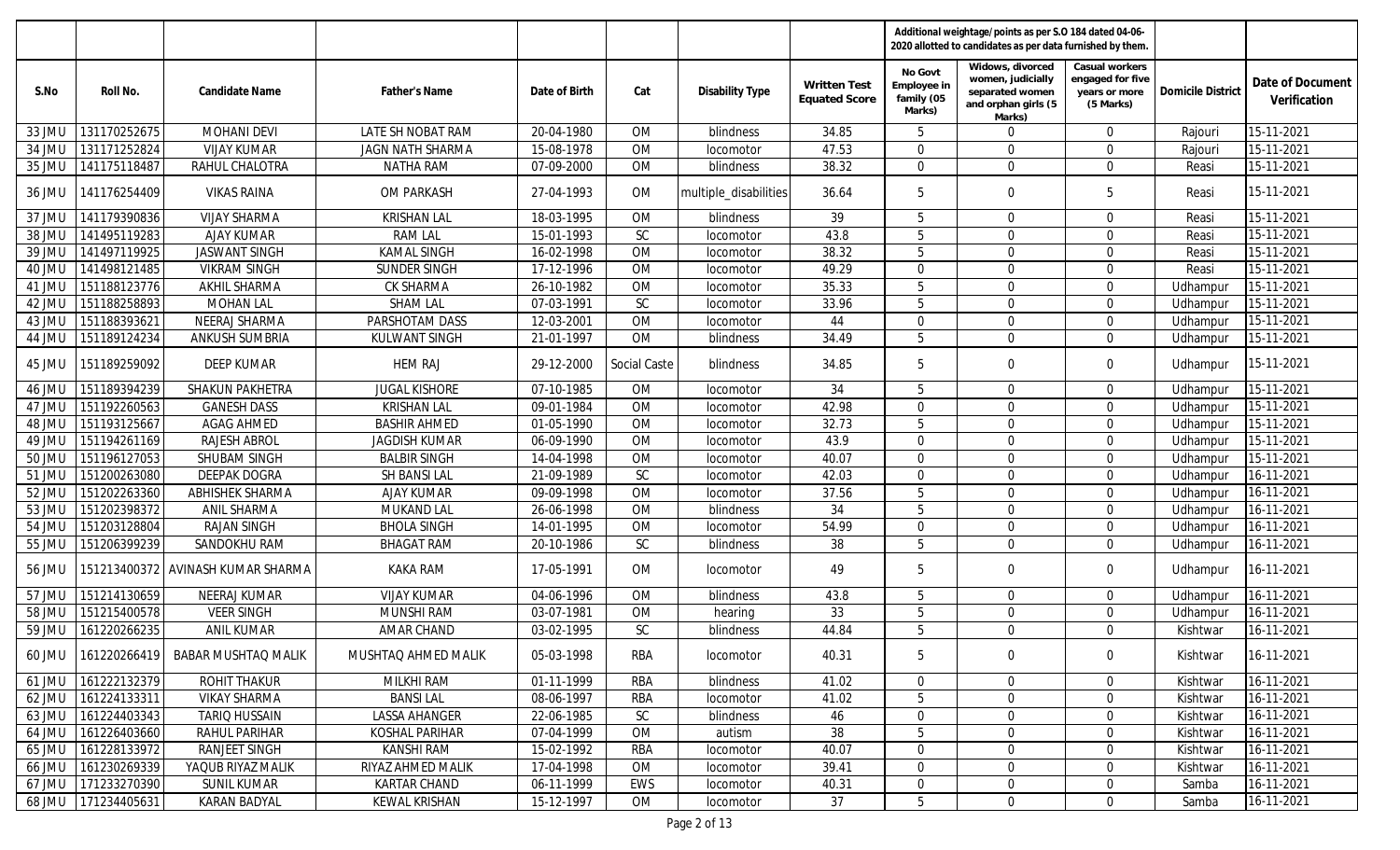| S.No | Roll No. | Candidate Name | Father's Name | Date of Birth | Cat | Disability Type | Written Test Equated Score | Additional weightage/points as per S.O 184 dated 04-06-2020 allotted to candidates as per data furnished by them. | | | Domicile District | Date of Document Verification |
|---|---|---|---|---|---|---|---|---|---|---|---|---|
| | | | | | | | | No Govt Employee in family (05 Marks) | Widows, divorced women, judicially separated women and orphan girls (5 Marks) | Casual workers engaged for five years or more (5 Marks) | | |
| 33 JMU | 131170252675 | MOHANI DEVI | LATE SH NOBAT RAM | 20-04-1980 | OM | blindness | 34.85 | 5 | 0 | 0 | Rajouri | 15-11-2021 |
| 34 JMU | 131171252824 | VIJAY KUMAR | JAGN NATH SHARMA | 15-08-1978 | OM | locomotor | 47.53 | 0 | 0 | 0 | Rajouri | 15-11-2021 |
| 35 JMU | 141175118487 | RAHUL CHALOTRA | NATHA RAM | 07-09-2000 | OM | blindness | 38.32 | 0 | 0 | 0 | Reasi | 15-11-2021 |
| 36 JMU | 141176254409 | VIKAS RAINA | OM PARKASH | 27-04-1993 | OM | multiple_disabilities | 36.64 | 5 | 0 | 5 | Reasi | 15-11-2021 |
| 37 JMU | 141179390836 | VIJAY SHARMA | KRISHAN LAL | 18-03-1995 | OM | blindness | 39 | 5 | 0 | 0 | Reasi | 15-11-2021 |
| 38 JMU | 141495119283 | AJAY KUMAR | RAM LAL | 15-01-1993 | SC | locomotor | 43.8 | 5 | 0 | 0 | Reasi | 15-11-2021 |
| 39 JMU | 141497119925 | JASWANT SINGH | KAMAL SINGH | 16-02-1998 | OM | locomotor | 38.32 | 5 | 0 | 0 | Reasi | 15-11-2021 |
| 40 JMU | 141498121485 | VIKRAM SINGH | SUNDER SINGH | 17-12-1996 | OM | locomotor | 49.29 | 0 | 0 | 0 | Reasi | 15-11-2021 |
| 41 JMU | 151188123776 | AKHIL SHARMA | CK SHARMA | 26-10-1982 | OM | locomotor | 35.33 | 5 | 0 | 0 | Udhampur | 15-11-2021 |
| 42 JMU | 151188258893 | MOHAN LAL | SHAM LAL | 07-03-1991 | SC | locomotor | 33.96 | 5 | 0 | 0 | Udhampur | 15-11-2021 |
| 43 JMU | 151188393621 | NEERAJ SHARMA | PARSHOTAM DASS | 12-03-2001 | OM | locomotor | 44 | 0 | 0 | 0 | Udhampur | 15-11-2021 |
| 44 JMU | 151189124234 | ANKUSH SUMBRIA | KULWANT SINGH | 21-01-1997 | OM | blindness | 34.49 | 5 | 0 | 0 | Udhampur | 15-11-2021 |
| 45 JMU | 151189259092 | DEEP KUMAR | HEM RAJ | 29-12-2000 | Social Caste | blindness | 34.85 | 5 | 0 | 0 | Udhampur | 15-11-2021 |
| 46 JMU | 151189394239 | SHAKUN PAKHETRA | JUGAL KISHORE | 07-10-1985 | OM | locomotor | 34 | 5 | 0 | 0 | Udhampur | 15-11-2021 |
| 47 JMU | 151192260563 | GANESH DASS | KRISHAN LAL | 09-01-1984 | OM | locomotor | 42.98 | 0 | 0 | 0 | Udhampur | 15-11-2021 |
| 48 JMU | 151193125667 | AGAG AHMED | BASHIR AHMED | 01-05-1990 | OM | locomotor | 32.73 | 5 | 0 | 0 | Udhampur | 15-11-2021 |
| 49 JMU | 151194261169 | RAJESH ABROL | JAGDISH KUMAR | 06-09-1990 | OM | locomotor | 43.9 | 0 | 0 | 0 | Udhampur | 15-11-2021 |
| 50 JMU | 151196127053 | SHUBAM SINGH | BALBIR SINGH | 14-04-1998 | OM | locomotor | 40.07 | 0 | 0 | 0 | Udhampur | 15-11-2021 |
| 51 JMU | 151200263080 | DEEPAK DOGRA | SH BANSI LAL | 21-09-1989 | SC | locomotor | 42.03 | 0 | 0 | 0 | Udhampur | 16-11-2021 |
| 52 JMU | 151202263360 | ABHISHEK SHARMA | AJAY KUMAR | 09-09-1998 | OM | locomotor | 37.56 | 5 | 0 | 0 | Udhampur | 16-11-2021 |
| 53 JMU | 151202398372 | ANIL SHARMA | MUKAND LAL | 26-06-1998 | OM | blindness | 34 | 5 | 0 | 0 | Udhampur | 16-11-2021 |
| 54 JMU | 151203128804 | RAJAN SINGH | BHOLA SINGH | 14-01-1995 | OM | locomotor | 54.99 | 0 | 0 | 0 | Udhampur | 16-11-2021 |
| 55 JMU | 151206399239 | SANDOKHU RAM | BHAGAT RAM | 20-10-1986 | SC | blindness | 38 | 5 | 0 | 0 | Udhampur | 16-11-2021 |
| 56 JMU | 151213400372 | AVINASH KUMAR SHARMA | KAKA RAM | 17-05-1991 | OM | locomotor | 49 | 5 | 0 | 0 | Udhampur | 16-11-2021 |
| 57 JMU | 151214130659 | NEERAJ KUMAR | VIJAY KUMAR | 04-06-1996 | OM | blindness | 43.8 | 5 | 0 | 0 | Udhampur | 16-11-2021 |
| 58 JMU | 151215400578 | VEER SINGH | MUNSHI RAM | 03-07-1981 | OM | hearing | 33 | 5 | 0 | 0 | Udhampur | 16-11-2021 |
| 59 JMU | 161220266235 | ANIL KUMAR | AMAR CHAND | 03-02-1995 | SC | blindness | 44.84 | 5 | 0 | 0 | Kishtwar | 16-11-2021 |
| 60 JMU | 161220266419 | BABAR MUSHTAQ MALIK | MUSHTAQ AHMED MALIK | 05-03-1998 | RBA | locomotor | 40.31 | 5 | 0 | 0 | Kishtwar | 16-11-2021 |
| 61 JMU | 161222132379 | ROHIT THAKUR | MILKHI RAM | 01-11-1999 | RBA | blindness | 41.02 | 0 | 0 | 0 | Kishtwar | 16-11-2021 |
| 62 JMU | 161224133311 | VIKAY SHARMA | BANSI LAL | 08-06-1997 | RBA | locomotor | 41.02 | 5 | 0 | 0 | Kishtwar | 16-11-2021 |
| 63 JMU | 161224403343 | TARIQ HUSSAIN | LASSA AHANGER | 22-06-1985 | SC | blindness | 46 | 0 | 0 | 0 | Kishtwar | 16-11-2021 |
| 64 JMU | 161226403660 | RAHUL PARIHAR | KOSHAL PARIHAR | 07-04-1999 | OM | autism | 38 | 5 | 0 | 0 | Kishtwar | 16-11-2021 |
| 65 JMU | 161228133972 | RANJEET SINGH | KANSHI RAM | 15-02-1992 | RBA | locomotor | 40.07 | 0 | 0 | 0 | Kishtwar | 16-11-2021 |
| 66 JMU | 161230269339 | YAQUB RIYAZ MALIK | RIYAZ AHMED MALIK | 17-04-1998 | OM | locomotor | 39.41 | 0 | 0 | 0 | Kishtwar | 16-11-2021 |
| 67 JMU | 171233270390 | SUNIL KUMAR | KARTAR CHAND | 06-11-1999 | EWS | locomotor | 40.31 | 0 | 0 | 0 | Samba | 16-11-2021 |
| 68 JMU | 171234405631 | KARAN BADYAL | KEWAL KRISHAN | 15-12-1997 | OM | locomotor | 37 | 5 | 0 | 0 | Samba | 16-11-2021 |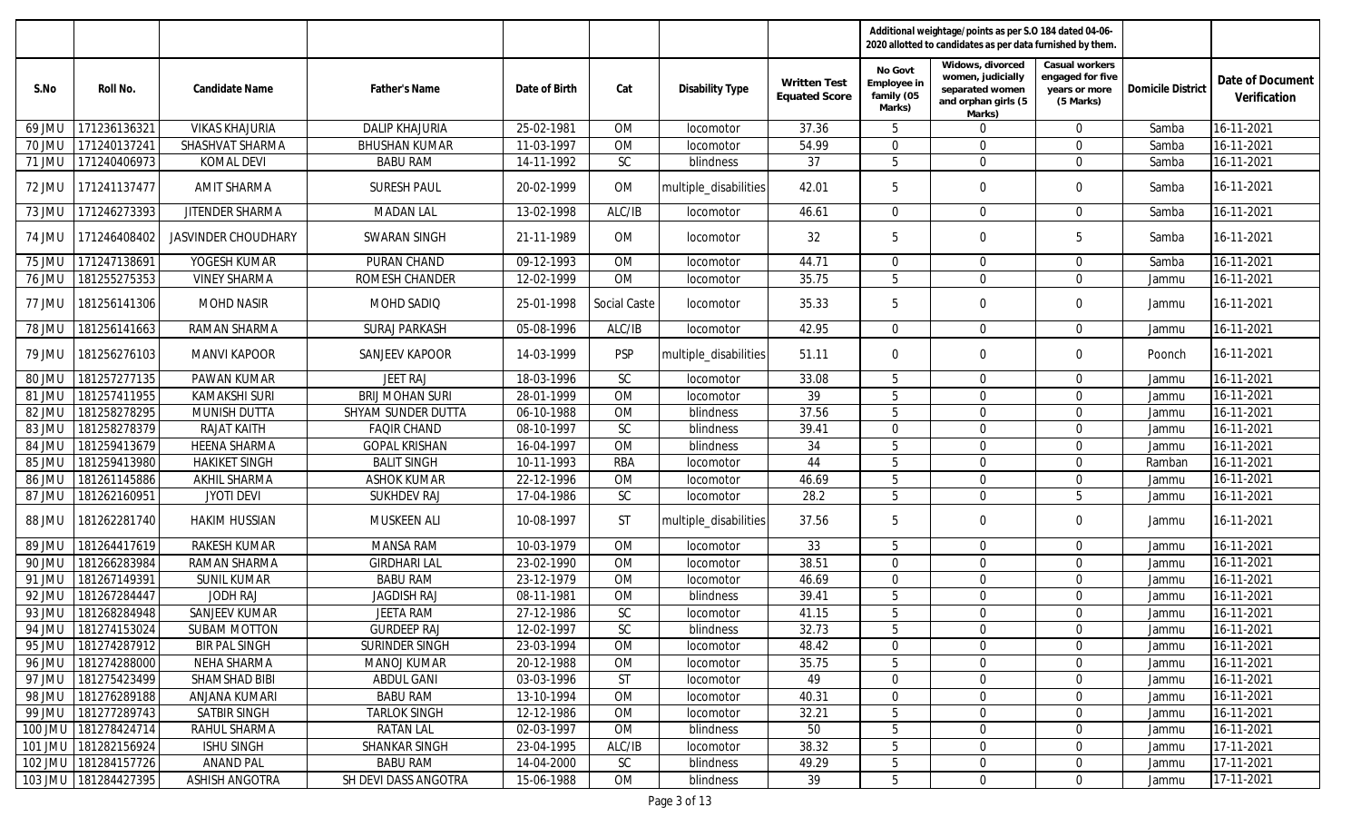| S.No | Roll No. | Candidate Name | Father's Name | Date of Birth | Cat | Disability Type | Written Test Equated Score | Additional weightage/points as per S.O 184 dated 04-06-2020 allotted to candidates as per data furnished by them. | | | Domicile District | Date of Document Verification |
|---|---|---|---|---|---|---|---|---|---|---|---|---|
| | | | | | | | | No Govt Employee in family (05 Marks) | Widows, divorced women, judicially separated women and orphan girls (5 Marks) | Casual workers engaged for five years or more (5 Marks) | | |
| 69 JMU | 171236136321 | VIKAS KHAJURIA | DALIP KHAJURIA | 25-02-1981 | OM | locomotor | 37.36 | 5 | 0 | 0 | Samba | 16-11-2021 |
| 70 JMU | 171240137241 | SHASHVAT SHARMA | BHUSHAN KUMAR | 11-03-1997 | OM | locomotor | 54.99 | 0 | 0 | 0 | Samba | 16-11-2021 |
| 71 JMU | 171240406973 | KOMAL DEVI | BABU RAM | 14-11-1992 | SC | blindness | 37 | 5 | 0 | 0 | Samba | 16-11-2021 |
| 72 JMU | 171241137477 | AMIT SHARMA | SURESH PAUL | 20-02-1999 | OM | multiple_disabilities | 42.01 | 5 | 0 | 0 | Samba | 16-11-2021 |
| 73 JMU | 171246273393 | JITENDER SHARMA | MADAN LAL | 13-02-1998 | ALC/IB | locomotor | 46.61 | 0 | 0 | 0 | Samba | 16-11-2021 |
| 74 JMU | 171246408402 | JASVINDER CHOUDHARY | SWARAN SINGH | 21-11-1989 | OM | locomotor | 32 | 5 | 0 | 5 | Samba | 16-11-2021 |
| 75 JMU | 171247138691 | YOGESH KUMAR | PURAN CHAND | 09-12-1993 | OM | locomotor | 44.71 | 0 | 0 | 0 | Samba | 16-11-2021 |
| 76 JMU | 181255275353 | VINEY SHARMA | ROMESH CHANDER | 12-02-1999 | OM | locomotor | 35.75 | 5 | 0 | 0 | Jammu | 16-11-2021 |
| 77 JMU | 181256141306 | MOHD NASIR | MOHD SADIQ | 25-01-1998 | Social Caste | locomotor | 35.33 | 5 | 0 | 0 | Jammu | 16-11-2021 |
| 78 JMU | 181256141663 | RAMAN SHARMA | SURAJ PARKASH | 05-08-1996 | ALC/IB | locomotor | 42.95 | 0 | 0 | 0 | Jammu | 16-11-2021 |
| 79 JMU | 181256276103 | MANVI KAPOOR | SANJEEV KAPOOR | 14-03-1999 | PSP | multiple_disabilities | 51.11 | 0 | 0 | 0 | Poonch | 16-11-2021 |
| 80 JMU | 181257277135 | PAWAN KUMAR | JEET RAJ | 18-03-1996 | SC | locomotor | 33.08 | 5 | 0 | 0 | Jammu | 16-11-2021 |
| 81 JMU | 181257411955 | KAMAKSHI SURI | BRIJ MOHAN SURI | 28-01-1999 | OM | locomotor | 39 | 5 | 0 | 0 | Jammu | 16-11-2021 |
| 82 JMU | 181258278295 | MUNISH DUTTA | SHYAM SUNDER DUTTA | 06-10-1988 | OM | blindness | 37.56 | 5 | 0 | 0 | Jammu | 16-11-2021 |
| 83 JMU | 181258278379 | RAJAT KAITH | FAQIR CHAND | 08-10-1997 | SC | blindness | 39.41 | 0 | 0 | 0 | Jammu | 16-11-2021 |
| 84 JMU | 181259413679 | HEENA SHARMA | GOPAL KRISHAN | 16-04-1997 | OM | blindness | 34 | 5 | 0 | 0 | Jammu | 16-11-2021 |
| 85 JMU | 181259413980 | HAKIKET SINGH | BALIT SINGH | 10-11-1993 | RBA | locomotor | 44 | 5 | 0 | 0 | Ramban | 16-11-2021 |
| 86 JMU | 181261145886 | AKHIL SHARMA | ASHOK KUMAR | 22-12-1996 | OM | locomotor | 46.69 | 5 | 0 | 0 | Jammu | 16-11-2021 |
| 87 JMU | 181262160951 | JYOTI DEVI | SUKHDEV RAJ | 17-04-1986 | SC | locomotor | 28.2 | 5 | 0 | 5 | Jammu | 16-11-2021 |
| 88 JMU | 181262281740 | HAKIM HUSSIAN | MUSKEEN ALI | 10-08-1997 | ST | multiple_disabilities | 37.56 | 5 | 0 | 0 | Jammu | 16-11-2021 |
| 89 JMU | 181264417619 | RAKESH KUMAR | MANSA RAM | 10-03-1979 | OM | locomotor | 33 | 5 | 0 | 0 | Jammu | 16-11-2021 |
| 90 JMU | 181266283984 | RAMAN SHARMA | GIRDHARI LAL | 23-02-1990 | OM | locomotor | 38.51 | 0 | 0 | 0 | Jammu | 16-11-2021 |
| 91 JMU | 181267149391 | SUNIL KUMAR | BABU RAM | 23-12-1979 | OM | locomotor | 46.69 | 0 | 0 | 0 | Jammu | 16-11-2021 |
| 92 JMU | 181267284447 | JODH RAJ | JAGDISH RAJ | 08-11-1981 | OM | blindness | 39.41 | 5 | 0 | 0 | Jammu | 16-11-2021 |
| 93 JMU | 181268284948 | SANJEEV KUMAR | JEETA RAM | 27-12-1986 | SC | locomotor | 41.15 | 5 | 0 | 0 | Jammu | 16-11-2021 |
| 94 JMU | 181274153024 | SUBAM MOTTON | GURDEEP RAJ | 12-02-1997 | SC | blindness | 32.73 | 5 | 0 | 0 | Jammu | 16-11-2021 |
| 95 JMU | 181274287912 | BIR PAL SINGH | SURINDER SINGH | 23-03-1994 | OM | locomotor | 48.42 | 0 | 0 | 0 | Jammu | 16-11-2021 |
| 96 JMU | 181274288000 | NEHA SHARMA | MANOJ KUMAR | 20-12-1988 | OM | locomotor | 35.75 | 5 | 0 | 0 | Jammu | 16-11-2021 |
| 97 JMU | 181275423499 | SHAMSHAD BIBI | ABDUL GANI | 03-03-1996 | ST | locomotor | 49 | 0 | 0 | 0 | Jammu | 16-11-2021 |
| 98 JMU | 181276289188 | ANJANA KUMARI | BABU RAM | 13-10-1994 | OM | locomotor | 40.31 | 0 | 0 | 0 | Jammu | 16-11-2021 |
| 99 JMU | 181277289743 | SATBIR SINGH | TARLOK SINGH | 12-12-1986 | OM | locomotor | 32.21 | 5 | 0 | 0 | Jammu | 16-11-2021 |
| 100 JMU | 181278424714 | RAHUL SHARMA | RATAN LAL | 02-03-1997 | OM | blindness | 50 | 5 | 0 | 0 | Jammu | 16-11-2021 |
| 101 JMU | 181282156924 | ISHU SINGH | SHANKAR SINGH | 23-04-1995 | ALC/IB | locomotor | 38.32 | 5 | 0 | 0 | Jammu | 17-11-2021 |
| 102 JMU | 181284157726 | ANAND PAL | BABU RAM | 14-04-2000 | SC | blindness | 49.29 | 5 | 0 | 0 | Jammu | 17-11-2021 |
| 103 JMU | 181284427395 | ASHISH ANGOTRA | SH DEVI DASS ANGOTRA | 15-06-1988 | OM | blindness | 39 | 5 | 0 | 0 | Jammu | 17-11-2021 |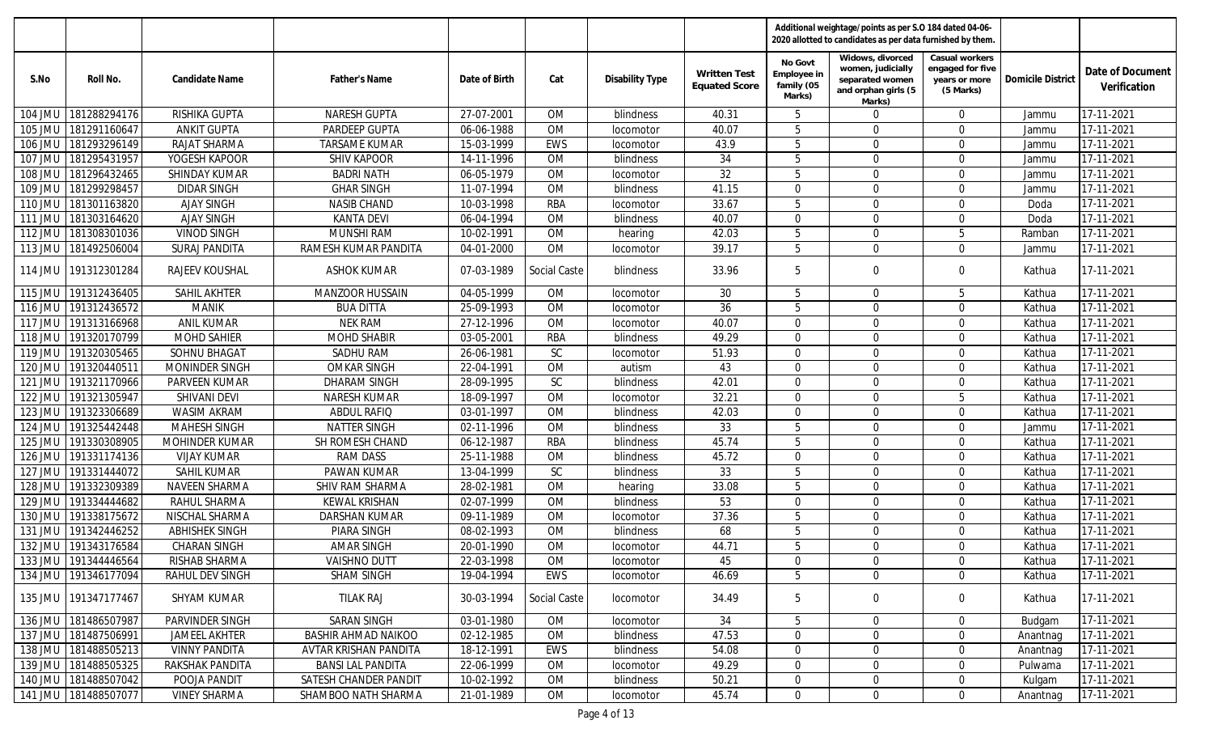| S.No | Roll No. | Candidate Name | Father's Name | Date of Birth | Cat | Disability Type | Written Test Equated Score | Additional weightage/points as per S.O 184 dated 04-06-2020 allotted to candidates as per data furnished by them. | | | Domicile District | Date of Document Verification |
|---|---|---|---|---|---|---|---|---|---|---|---|---|
| | | | | | | | | No Govt Employee in family (05 Marks) | Widows, divorced women, judicially separated women and orphan girls (5 Marks) | Casual workers engaged for five years or more (5 Marks) | | |
| 104 JMU | 181288294176 | RISHIKA GUPTA | NARESH GUPTA | 27-07-2001 | OM | blindness | 40.31 | 5 | 0 | 0 | Jammu | 17-11-2021 |
| 105 JMU | 181291160647 | ANKIT GUPTA | PARDEEP GUPTA | 06-06-1988 | OM | locomotor | 40.07 | 5 | 0 | 0 | Jammu | 17-11-2021 |
| 106 JMU | 181293296149 | RAJAT SHARMA | TARSAME KUMAR | 15-03-1999 | EWS | locomotor | 43.9 | 5 | 0 | 0 | Jammu | 17-11-2021 |
| 107 JMU | 181295431957 | YOGESH KAPOOR | SHIV KAPOOR | 14-11-1996 | OM | blindness | 34 | 5 | 0 | 0 | Jammu | 17-11-2021 |
| 108 JMU | 181296432465 | SHINDAY KUMAR | BADRI NATH | 06-05-1979 | OM | locomotor | 32 | 5 | 0 | 0 | Jammu | 17-11-2021 |
| 109 JMU | 181299298457 | DIDAR SINGH | GHAR SINGH | 11-07-1994 | OM | blindness | 41.15 | 0 | 0 | 0 | Jammu | 17-11-2021 |
| 110 JMU | 181301163820 | AJAY SINGH | NASIB CHAND | 10-03-1998 | RBA | locomotor | 33.67 | 5 | 0 | 0 | Doda | 17-11-2021 |
| 111 JMU | 181303164620 | AJAY SINGH | KANTA DEVI | 06-04-1994 | OM | blindness | 40.07 | 0 | 0 | 0 | Doda | 17-11-2021 |
| 112 JMU | 181308301036 | VINOD SINGH | MUNSHI RAM | 10-02-1991 | OM | hearing | 42.03 | 5 | 0 | 5 | Ramban | 17-11-2021 |
| 113 JMU | 181492506004 | SURAJ PANDITA | RAMESH KUMAR PANDITA | 04-01-2000 | OM | locomotor | 39.17 | 5 | 0 | 0 | Jammu | 17-11-2021 |
| 114 JMU | 191312301284 | RAJEEV KOUSHAL | ASHOK KUMAR | 07-03-1989 | Social Caste | blindness | 33.96 | 5 | 0 | 0 | Kathua | 17-11-2021 |
| 115 JMU | 191312436405 | SAHIL AKHTER | MANZOOR HUSSAIN | 04-05-1999 | OM | locomotor | 30 | 5 | 0 | 5 | Kathua | 17-11-2021 |
| 116 JMU | 191312436572 | MANIK | BUA DITTA | 25-09-1993 | OM | locomotor | 36 | 5 | 0 | 0 | Kathua | 17-11-2021 |
| 117 JMU | 191313166968 | ANIL KUMAR | NEK RAM | 27-12-1996 | OM | locomotor | 40.07 | 0 | 0 | 0 | Kathua | 17-11-2021 |
| 118 JMU | 191320170799 | MOHD SAHIER | MOHD SHABIR | 03-05-2001 | RBA | blindness | 49.29 | 0 | 0 | 0 | Kathua | 17-11-2021 |
| 119 JMU | 191320305465 | SOHNU BHAGAT | SADHU RAM | 26-06-1981 | SC | locomotor | 51.93 | 0 | 0 | 0 | Kathua | 17-11-2021 |
| 120 JMU | 191320440511 | MONINDER SINGH | OMKAR SINGH | 22-04-1991 | OM | autism | 43 | 0 | 0 | 0 | Kathua | 17-11-2021 |
| 121 JMU | 191321170966 | PARVEEN KUMAR | DHARAM SINGH | 28-09-1995 | SC | blindness | 42.01 | 0 | 0 | 0 | Kathua | 17-11-2021 |
| 122 JMU | 191321305947 | SHIVANI DEVI | NARESH KUMAR | 18-09-1997 | OM | locomotor | 32.21 | 0 | 0 | 5 | Kathua | 17-11-2021 |
| 123 JMU | 191323306689 | WASIM AKRAM | ABDUL RAFIQ | 03-01-1997 | OM | blindness | 42.03 | 0 | 0 | 0 | Kathua | 17-11-2021 |
| 124 JMU | 191325442448 | MAHESH SINGH | NATTER SINGH | 02-11-1996 | OM | blindness | 33 | 5 | 0 | 0 | Jammu | 17-11-2021 |
| 125 JMU | 191330308905 | MOHINDER KUMAR | SH ROMESH CHAND | 06-12-1987 | RBA | blindness | 45.74 | 5 | 0 | 0 | Kathua | 17-11-2021 |
| 126 JMU | 191331174136 | VIJAY KUMAR | RAM DASS | 25-11-1988 | OM | blindness | 45.72 | 0 | 0 | 0 | Kathua | 17-11-2021 |
| 127 JMU | 191331444072 | SAHIL KUMAR | PAWAN KUMAR | 13-04-1999 | SC | blindness | 33 | 5 | 0 | 0 | Kathua | 17-11-2021 |
| 128 JMU | 191332309389 | NAVEEN SHARMA | SHIV RAM SHARMA | 28-02-1981 | OM | hearing | 33.08 | 5 | 0 | 0 | Kathua | 17-11-2021 |
| 129 JMU | 191334444682 | RAHUL SHARMA | KEWAL KRISHAN | 02-07-1999 | OM | blindness | 53 | 0 | 0 | 0 | Kathua | 17-11-2021 |
| 130 JMU | 191338175672 | NISCHAL SHARMA | DARSHAN KUMAR | 09-11-1989 | OM | locomotor | 37.36 | 5 | 0 | 0 | Kathua | 17-11-2021 |
| 131 JMU | 191342446252 | ABHISHEK SINGH | PIARA SINGH | 08-02-1993 | OM | blindness | 68 | 5 | 0 | 0 | Kathua | 17-11-2021 |
| 132 JMU | 191343176584 | CHARAN SINGH | AMAR SINGH | 20-01-1990 | OM | locomotor | 44.71 | 5 | 0 | 0 | Kathua | 17-11-2021 |
| 133 JMU | 191344446564 | RISHAB SHARMA | VAISHNO DUTT | 22-03-1998 | OM | locomotor | 45 | 0 | 0 | 0 | Kathua | 17-11-2021 |
| 134 JMU | 191346177094 | RAHUL DEV SINGH | SHAM SINGH | 19-04-1994 | EWS | locomotor | 46.69 | 5 | 0 | 0 | Kathua | 17-11-2021 |
| 135 JMU | 191347177467 | SHYAM KUMAR | TILAK RAJ | 30-03-1994 | Social Caste | locomotor | 34.49 | 5 | 0 | 0 | Kathua | 17-11-2021 |
| 136 JMU | 181486507987 | PARVINDER SINGH | SARAN SINGH | 03-01-1980 | OM | locomotor | 34 | 5 | 0 | 0 | Budgam | 17-11-2021 |
| 137 JMU | 181487506991 | JAMEEL AKHTER | BASHIR AHMAD NAIKOO | 02-12-1985 | OM | blindness | 47.53 | 0 | 0 | 0 | Anantnag | 17-11-2021 |
| 138 JMU | 181488505213 | VINNY PANDITA | AVTAR KRISHAN PANDITA | 18-12-1991 | EWS | blindness | 54.08 | 0 | 0 | 0 | Anantnag | 17-11-2021 |
| 139 JMU | 181488505325 | RAKSHAK PANDITA | BANSI LAL PANDITA | 22-06-1999 | OM | locomotor | 49.29 | 0 | 0 | 0 | Pulwama | 17-11-2021 |
| 140 JMU | 181488507042 | POOJA PANDIT | SATESH CHANDER PANDIT | 10-02-1992 | OM | blindness | 50.21 | 0 | 0 | 0 | Kulgam | 17-11-2021 |
| 141 JMU | 181488507077 | VINEY SHARMA | SHAMBOO NATH SHARMA | 21-01-1989 | OM | locomotor | 45.74 | 0 | 0 | 0 | Anantnag | 17-11-2021 |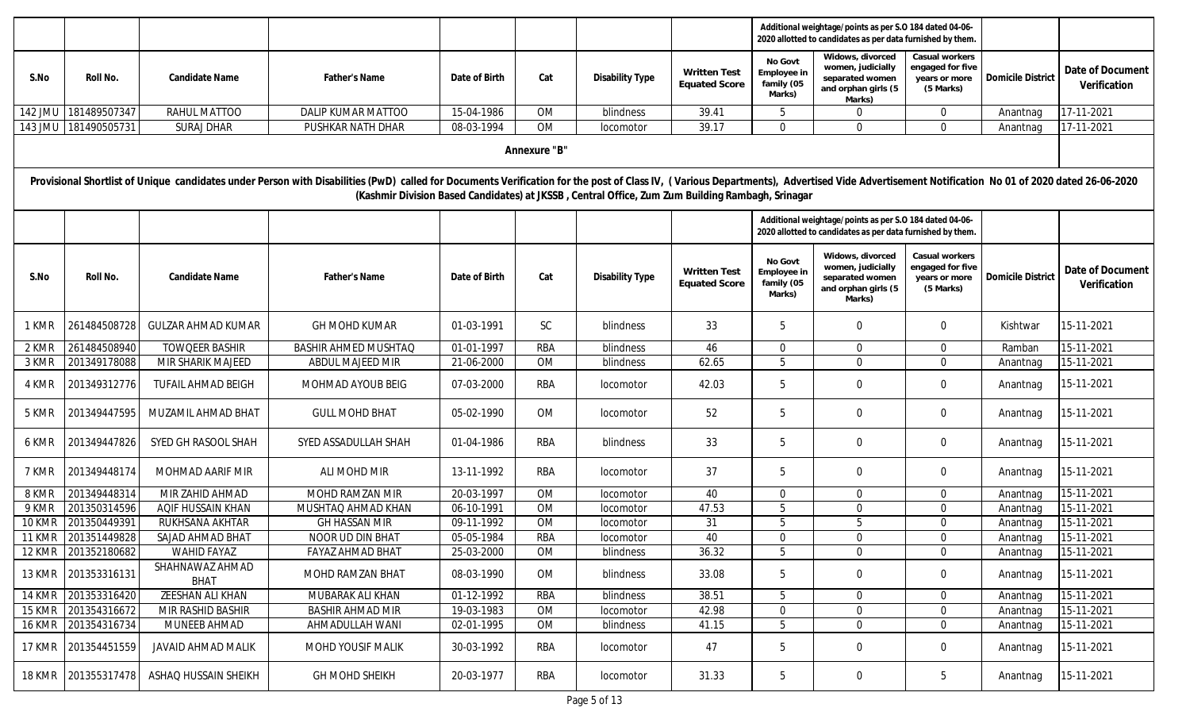| | | | | | | | | Additional weightage/points as per S.O 184 dated 04-06-2020 allotted to candidates as per data furnished by them. | | | | |
|---|---|---|---|---|---|---|---|---|---|---|---|---|
| S.No | Roll No. | Candidate Name | Father's Name | Date of Birth | Cat | Disability Type | Written Test Equated Score | No Govt Employee in family (05 Marks) | Widows, divorced women, judicially separated women and orphan girls (5 Marks) | Casual workers engaged for five years or more (5 Marks) | Domicile District | Date of Document Verification |
| 142 JMU | 181489507347 | RAHUL MATTOO | DALIP KUMAR MATTOO | 15-04-1986 | OM | blindness | 39.41 | 5 | 0 | 0 | Anantnag | 17-11-2021 |
| 143 JMU | 181490505731 | SURAJ DHAR | PUSHKAR NATH DHAR | 08-03-1994 | OM | locomotor | 39.17 | 0 | 0 | 0 | Anantnag | 17-11-2021 |

## Annexure "B"

**Provisional Shortlist of Unique candidates under Person with Disabilities (PwD) called for Documents Verification for the post of Class IV, (Various Departments), Advertised Vide Advertisement Notification No 01 of 2020 dated 26-06-2020 (Kashmir Division Based Candidates) at JKSSB , Central Office, Zum Zum Building Rambagh, Srinagar**

| | | | | | | | | Additional weightage/points as per S.O 184 dated 04-06-2020 allotted to candidates as per data furnished by them. | | | | |
|---|---|---|---|---|---|---|---|---|---|---|---|---|
| S.No | Roll No. | Candidate Name | Father's Name | Date of Birth | Cat | Disability Type | Written Test Equated Score | No Govt Employee in family (05 Marks) | Widows, divorced women, judicially separated women and orphan girls (5 Marks) | Casual workers engaged for five years or more (5 Marks) | Domicile District | Date of Document Verification |
| 1 KMR | 261484508728 | GULZAR AHMAD KUMAR | GH MOHD KUMAR | 01-03-1991 | SC | blindness | 33 | 5 | 0 | 0 | Kishtwar | 15-11-2021 |
| 2 KMR | 261484508940 | TOWQEER BASHIR | BASHIR AHMED MUSHTAQ | 01-01-1997 | RBA | blindness | 46 | 0 | 0 | 0 | Ramban | 15-11-2021 |
| 3 KMR | 201349178088 | MIR SHARIK MAJEED | ABDUL MAJEED MIR | 21-06-2000 | OM | blindness | 62.65 | 5 | 0 | 0 | Anantnag | 15-11-2021 |
| 4 KMR | 201349312776 | TUFAIL AHMAD BEIGH | MOHMAD AYOUB BEIG | 07-03-2000 | RBA | locomotor | 42.03 | 5 | 0 | 0 | Anantnag | 15-11-2021 |
| 5 KMR | 201349447595 | MUZAMIL AHMAD BHAT | GULL MOHD BHAT | 05-02-1990 | OM | locomotor | 52 | 5 | 0 | 0 | Anantnag | 15-11-2021 |
| 6 KMR | 201349447826 | SYED GH RASOOL SHAH | SYED ASSADULLAH SHAH | 01-04-1986 | RBA | blindness | 33 | 5 | 0 | 0 | Anantnag | 15-11-2021 |
| 7 KMR | 201349448174 | MOHMAD AARIF MIR | ALI MOHD MIR | 13-11-1992 | RBA | locomotor | 37 | 5 | 0 | 0 | Anantnag | 15-11-2021 |
| 8 KMR | 201349448314 | MIR ZAHID AHMAD | MOHD RAMZAN MIR | 20-03-1997 | OM | locomotor | 40 | 0 | 0 | 0 | Anantnag | 15-11-2021 |
| 9 KMR | 201350314596 | AQIF HUSSAIN KHAN | MUSHTAQ AHMAD KHAN | 06-10-1991 | OM | locomotor | 47.53 | 5 | 0 | 0 | Anantnag | 15-11-2021 |
| 10 KMR | 201350449391 | RUKHSANA AKHTAR | GH HASSAN MIR | 09-11-1992 | OM | locomotor | 31 | 5 | 5 | 0 | Anantnag | 15-11-2021 |
| 11 KMR | 201351449828 | SAJAD AHMAD BHAT | NOOR UD DIN BHAT | 05-05-1984 | RBA | locomotor | 40 | 0 | 0 | 0 | Anantnag | 15-11-2021 |
| 12 KMR | 201352180682 | WAHID FAYAZ | FAYAZ AHMAD BHAT | 25-03-2000 | OM | blindness | 36.32 | 5 | 0 | 0 | Anantnag | 15-11-2021 |
| 13 KMR | 201353316131 | SHAHNAWAZ AHMAD BHAT | MOHD RAMZAN BHAT | 08-03-1990 | OM | blindness | 33.08 | 5 | 0 | 0 | Anantnag | 15-11-2021 |
| 14 KMR | 201353316420 | ZEESHAN ALI KHAN | MUBARAK ALI KHAN | 01-12-1992 | RBA | blindness | 38.51 | 5 | 0 | 0 | Anantnag | 15-11-2021 |
| 15 KMR | 201354316672 | MIR RASHID BASHIR | BASHIR AHMAD MIR | 19-03-1983 | OM | locomotor | 42.98 | 0 | 0 | 0 | Anantnag | 15-11-2021 |
| 16 KMR | 201354316734 | MUNEEB AHMAD | AHMADULLAH WANI | 02-01-1995 | OM | blindness | 41.15 | 5 | 0 | 0 | Anantnag | 15-11-2021 |
| 17 KMR | 201354451559 | JAVAID AHMAD MALIK | MOHD YOUSIF MALIK | 30-03-1992 | RBA | locomotor | 47 | 5 | 0 | 0 | Anantnag | 15-11-2021 |
| 18 KMR | 201355317478 | ASHAQ HUSSAIN SHEIKH | GH MOHD SHEIKH | 20-03-1977 | RBA | locomotor | 31.33 | 5 | 0 | 5 | Anantnag | 15-11-2021 |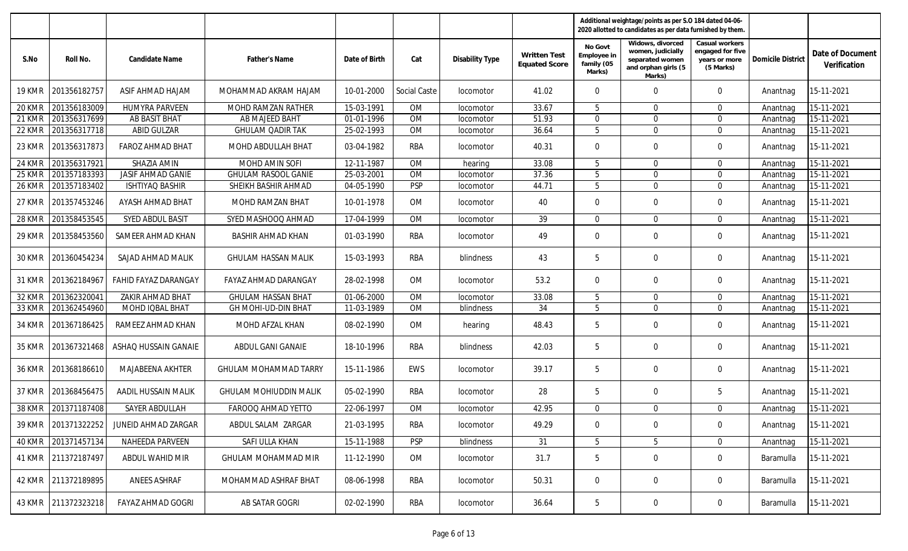| S.No | Roll No. | Candidate Name | Father's Name | Date of Birth | Cat | Disability Type | Written Test Equated Score | Additional weightage/points as per S.O 184 dated 04-06-2020 allotted to candidates as per data furnished by them. | | | Domicile District | Date of Document Verification |
|---|---|---|---|---|---|---|---|---|---|---|---|---|
| | | | | | | | | No Govt Employee in family (05 Marks) | Widows, divorced women, judicially separated women and orphan girls (5 Marks) | Casual workers engaged for five years or more (5 Marks) | | |
| 19 KMR | 201356182757 | ASIF AHMAD HAJAM | MOHAMMAD AKRAM HAJAM | 10-01-2000 | Social Caste | locomotor | 41.02 | 0 | 0 | 0 | Anantnag | 15-11-2021 |
| 20 KMR | 201356183009 | HUMYRA PARVEEN | MOHD RAMZAN RATHER | 15-03-1991 | OM | locomotor | 33.67 | 5 | 0 | 0 | Anantnag | 15-11-2021 |
| 21 KMR | 201356317699 | AB BASIT BHAT | AB MAJEED BAHT | 01-01-1996 | OM | locomotor | 51.93 | 0 | 0 | 0 | Anantnag | 15-11-2021 |
| 22 KMR | 201356317718 | ABID GULZAR | GHULAM QADIR TAK | 25-02-1993 | OM | locomotor | 36.64 | 5 | 0 | 0 | Anantnag | 15-11-2021 |
| 23 KMR | 201356317873 | FAROZ AHMAD BHAT | MOHD ABDULLAH BHAT | 03-04-1982 | RBA | locomotor | 40.31 | 0 | 0 | 0 | Anantnag | 15-11-2021 |
| 24 KMR | 201356317921 | SHAZIA AMIN | MOHD AMIN SOFI | 12-11-1987 | OM | hearing | 33.08 | 5 | 0 | 0 | Anantnag | 15-11-2021 |
| 25 KMR | 201357183393 | JASIF AHMAD GANIE | GHULAM RASOOL GANIE | 25-03-2001 | OM | locomotor | 37.36 | 5 | 0 | 0 | Anantnag | 15-11-2021 |
| 26 KMR | 201357183402 | ISHTIYAQ BASHIR | SHEIKH BASHIR AHMAD | 04-05-1990 | PSP | locomotor | 44.71 | 5 | 0 | 0 | Anantnag | 15-11-2021 |
| 27 KMR | 201357453246 | AYASH AHMAD BHAT | MOHD RAMZAN BHAT | 10-01-1978 | OM | locomotor | 40 | 0 | 0 | 0 | Anantnag | 15-11-2021 |
| 28 KMR | 201358453545 | SYED ABDUL BASIT | SYED MASHOOQ AHMAD | 17-04-1999 | OM | locomotor | 39 | 0 | 0 | 0 | Anantnag | 15-11-2021 |
| 29 KMR | 201358453560 | SAMEER AHMAD KHAN | BASHIR AHMAD KHAN | 01-03-1990 | RBA | locomotor | 49 | 0 | 0 | 0 | Anantnag | 15-11-2021 |
| 30 KMR | 201360454234 | SAJAD AHMAD MALIK | GHULAM HASSAN MALIK | 15-03-1993 | RBA | blindness | 43 | 5 | 0 | 0 | Anantnag | 15-11-2021 |
| 31 KMR | 201362184967 | FAHID FAYAZ DARANGAY | FAYAZ AHMAD DARANGAY | 28-02-1998 | OM | locomotor | 53.2 | 0 | 0 | 0 | Anantnag | 15-11-2021 |
| 32 KMR | 201362320041 | ZAKIR AHMAD BHAT | GHULAM HASSAN BHAT | 01-06-2000 | OM | locomotor | 33.08 | 5 | 0 | 0 | Anantnag | 15-11-2021 |
| 33 KMR | 201362454960 | MOHD IQBAL BHAT | GH MOHI-UD-DIN BHAT | 11-03-1989 | OM | blindness | 34 | 5 | 0 | 0 | Anantnag | 15-11-2021 |
| 34 KMR | 201367186425 | RAMEEZ AHMAD KHAN | MOHD AFZAL KHAN | 08-02-1990 | OM | hearing | 48.43 | 5 | 0 | 0 | Anantnag | 15-11-2021 |
| 35 KMR | 201367321468 | ASHAQ HUSSAIN GANAIE | ABDUL GANI GANAIE | 18-10-1996 | RBA | blindness | 42.03 | 5 | 0 | 0 | Anantnag | 15-11-2021 |
| 36 KMR | 201368186610 | MAJABEENA AKHTER | GHULAM MOHAMMAD TARRY | 15-11-1986 | EWS | locomotor | 39.17 | 5 | 0 | 0 | Anantnag | 15-11-2021 |
| 37 KMR | 201368456475 | AADIL HUSSAIN MALIK | GHULAM MOHIUDDIN MALIK | 05-02-1990 | RBA | locomotor | 28 | 5 | 0 | 5 | Anantnag | 15-11-2021 |
| 38 KMR | 201371187408 | SAYER ABDULLAH | FAROOQ AHMAD YETTO | 22-06-1997 | OM | locomotor | 42.95 | 0 | 0 | 0 | Anantnag | 15-11-2021 |
| 39 KMR | 201371322252 | JUNEID AHMAD ZARGAR | ABDUL SALAM ZARGAR | 21-03-1995 | RBA | locomotor | 49.29 | 0 | 0 | 0 | Anantnag | 15-11-2021 |
| 40 KMR | 201371457134 | NAHEEDA PARVEEN | SAFI ULLA KHAN | 15-11-1988 | PSP | blindness | 31 | 5 | 5 | 0 | Anantnag | 15-11-2021 |
| 41 KMR | 211372187497 | ABDUL WAHID MIR | GHULAM MOHAMMAD MIR | 11-12-1990 | OM | locomotor | 31.7 | 5 | 0 | 0 | Baramulla | 15-11-2021 |
| 42 KMR | 211372189895 | ANEES ASHRAF | MOHAMMAD ASHRAF BHAT | 08-06-1998 | RBA | locomotor | 50.31 | 0 | 0 | 0 | Baramulla | 15-11-2021 |
| 43 KMR | 211372323218 | FAYAZ AHMAD GOGRI | AB SATAR GOGRI | 02-02-1990 | RBA | locomotor | 36.64 | 5 | 0 | 0 | Baramulla | 15-11-2021 |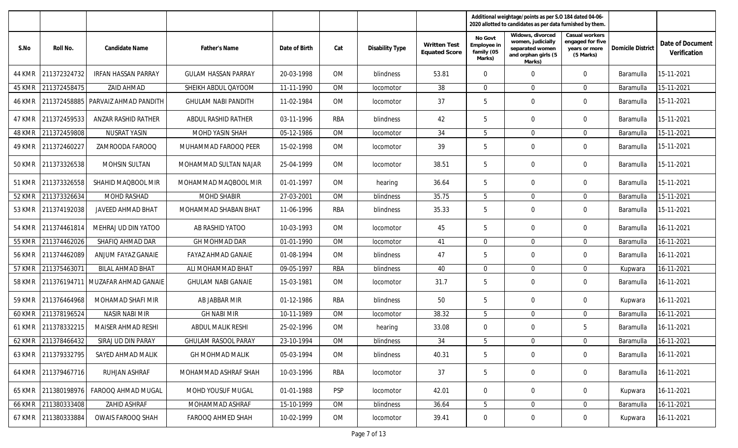| S.No | Roll No. | Candidate Name | Father's Name | Date of Birth | Cat | Disability Type | Written Test Equated Score | Additional weightage/points as per S.O 184 dated 04-06-2020 allotted to candidates as per data furnished by them. | | | Domicile District | Date of Document Verification |
|---|---|---|---|---|---|---|---|---|---|---|---|---|
| | | | | | | | | No Govt Employee in family (05 Marks) | Widows, divorced women, judicially separated women and orphan girls (5 Marks) | Casual workers engaged for five years or more (5 Marks) | | |
| 44 KMR | 211372324732 | IRFAN HASSAN PARRAY | GULAM HASSAN PARRAY | 20-03-1998 | OM | blindness | 53.81 | 0 | 0 | 0 | Baramulla | 15-11-2021 |
| 45 KMR | 211372458475 | ZAID AHMAD | SHEIKH ABDUL QAYOOM | 11-11-1990 | OM | locomotor | 38 | 0 | 0 | 0 | Baramulla | 15-11-2021 |
| 46 KMR | 211372458885 | PARVAIZ AHMAD PANDITH | GHULAM NABI PANDITH | 11-02-1984 | OM | locomotor | 37 | 5 | 0 | 0 | Baramulla | 15-11-2021 |
| 47 KMR | 211372459533 | ANZAR RASHID RATHER | ABDUL RASHID RATHER | 03-11-1996 | RBA | blindness | 42 | 5 | 0 | 0 | Baramulla | 15-11-2021 |
| 48 KMR | 211372459808 | NUSRAT YASIN | MOHD YASIN SHAH | 05-12-1986 | OM | locomotor | 34 | 5 | 0 | 0 | Baramulla | 15-11-2021 |
| 49 KMR | 211372460227 | ZAMROODA FAROOQ | MUHAMMAD FAROOQ PEER | 15-02-1998 | OM | locomotor | 39 | 5 | 0 | 0 | Baramulla | 15-11-2021 |
| 50 KMR | 211373326538 | MOHSIN SULTAN | MOHAMMAD SULTAN NAJAR | 25-04-1999 | OM | locomotor | 38.51 | 5 | 0 | 0 | Baramulla | 15-11-2021 |
| 51 KMR | 211373326558 | SHAHID MAQBOOL MIR | MOHAMMAD MAQBOOL MIR | 01-01-1997 | OM | hearing | 36.64 | 5 | 0 | 0 | Baramulla | 15-11-2021 |
| 52 KMR | 211373326634 | MOHD RASHAD | MOHD SHABIR | 27-03-2001 | OM | blindness | 35.75 | 5 | 0 | 0 | Baramulla | 15-11-2021 |
| 53 KMR | 211374192038 | JAVEED AHMAD BHAT | MOHAMMAD SHABAN BHAT | 11-06-1996 | RBA | blindness | 35.33 | 5 | 0 | 0 | Baramulla | 15-11-2021 |
| 54 KMR | 211374461814 | MEHRAJ UD DIN YATOO | AB RASHID YATOO | 10-03-1993 | OM | locomotor | 45 | 5 | 0 | 0 | Baramulla | 16-11-2021 |
| 55 KMR | 211374462026 | SHAFIQ AHMAD DAR | GH MOHMAD DAR | 01-01-1990 | OM | locomotor | 41 | 0 | 0 | 0 | Baramulla | 16-11-2021 |
| 56 KMR | 211374462089 | ANJUM FAYAZ GANAIE | FAYAZ AHMAD GANAIE | 01-08-1994 | OM | blindness | 47 | 5 | 0 | 0 | Baramulla | 16-11-2021 |
| 57 KMR | 211375463071 | BILAL AHMAD BHAT | ALI MOHAMMAD BHAT | 09-05-1997 | RBA | blindness | 40 | 0 | 0 | 0 | Kupwara | 16-11-2021 |
| 58 KMR | 211376194711 | MUZAFAR AHMAD GANAIE | GHULAM NABI GANAIE | 15-03-1981 | OM | locomotor | 31.7 | 5 | 0 | 0 | Baramulla | 16-11-2021 |
| 59 KMR | 211376464968 | MOHAMAD SHAFI MIR | AB JABBAR MIR | 01-12-1986 | RBA | blindness | 50 | 5 | 0 | 0 | Kupwara | 16-11-2021 |
| 60 KMR | 211378196524 | NASIR NABI MIR | GH NABI MIR | 10-11-1989 | OM | locomotor | 38.32 | 5 | 0 | 0 | Baramulla | 16-11-2021 |
| 61 KMR | 211378332215 | MAISER AHMAD RESHI | ABDUL MALIK RESHI | 25-02-1996 | OM | hearing | 33.08 | 0 | 0 | 5 | Baramulla | 16-11-2021 |
| 62 KMR | 211378466432 | SIRAJ UD DIN PARAY | GHULAM RASOOL PARAY | 23-10-1994 | OM | blindness | 34 | 5 | 0 | 0 | Baramulla | 16-11-2021 |
| 63 KMR | 211379332795 | SAYED AHMAD MALIK | GH MOHMAD MALIK | 05-03-1994 | OM | blindness | 40.31 | 5 | 0 | 0 | Baramulla | 16-11-2021 |
| 64 KMR | 211379467716 | RUHJAN ASHRAF | MOHAMMAD ASHRAF SHAH | 10-03-1996 | RBA | locomotor | 37 | 5 | 0 | 0 | Baramulla | 16-11-2021 |
| 65 KMR | 211380198976 | FAROOQ AHMAD MUGAL | MOHD YOUSUF MUGAL | 01-01-1988 | PSP | locomotor | 42.01 | 0 | 0 | 0 | Kupwara | 16-11-2021 |
| 66 KMR | 211380333408 | ZAHID ASHRAF | MOHAMMAD ASHRAF | 15-10-1999 | OM | blindness | 36.64 | 5 | 0 | 0 | Baramulla | 16-11-2021 |
| 67 KMR | 211380333884 | OWAIS FAROOQ SHAH | FAROOQ AHMED SHAH | 10-02-1999 | OM | locomotor | 39.41 | 0 | 0 | 0 | Kupwara | 16-11-2021 |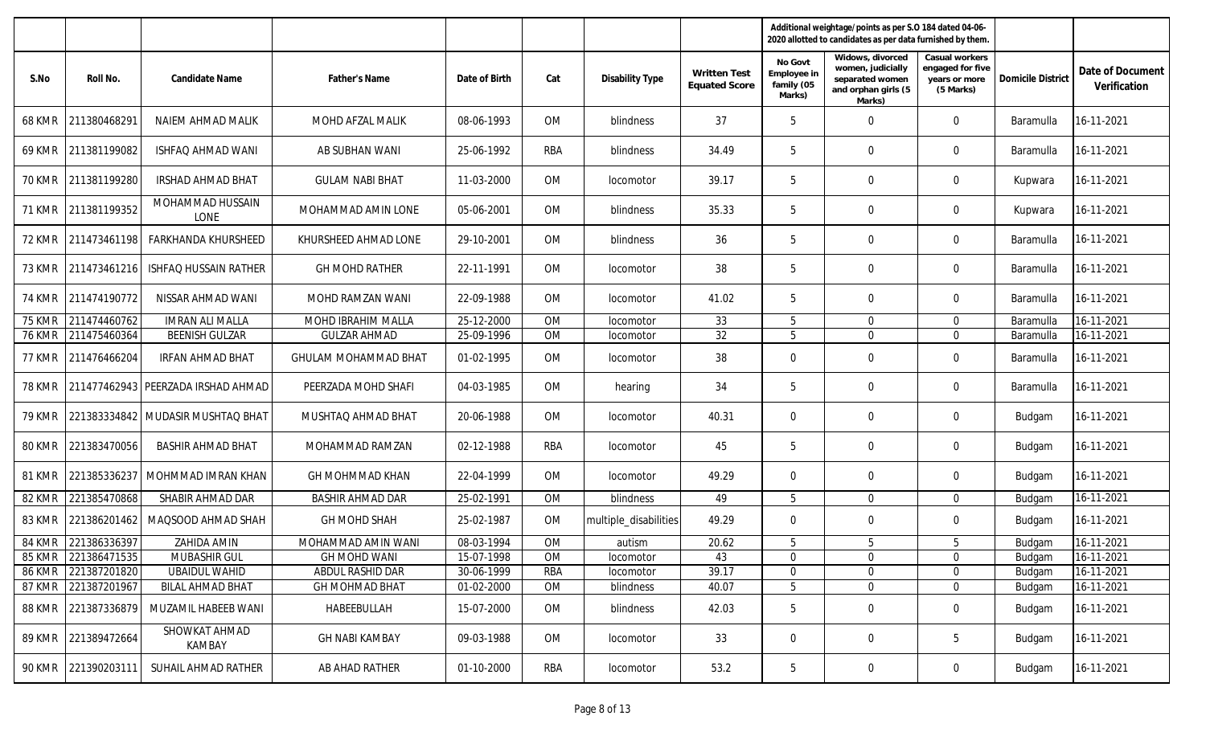| S.No | Roll No. | Candidate Name | Father's Name | Date of Birth | Cat | Disability Type | Written Test Equated Score | Additional weightage/points as per S.O 184 dated 04-06-2020 allotted to candidates as per data furnished by them. | | | Domicile District | Date of Document Verification |
|---|---|---|---|---|---|---|---|---|---|---|---|---|
| | | | | | | | | No Govt Employee in family (05 Marks) | Widows, divorced women, judicially separated women and orphan girls (5 Marks) | Casual workers engaged for five years or more (5 Marks) | | |
| 68 KMR | 211380468291 | NAIEM AHMAD MALIK | MOHD AFZAL MALIK | 08-06-1993 | OM | blindness | 37 | 5 | 0 | 0 | Baramulla | 16-11-2021 |
| 69 KMR | 211381199082 | ISHFAQ AHMAD WANI | AB SUBHAN WANI | 25-06-1992 | RBA | blindness | 34.49 | 5 | 0 | 0 | Baramulla | 16-11-2021 |
| 70 KMR | 211381199280 | IRSHAD AHMAD BHAT | GULAM NABI BHAT | 11-03-2000 | OM | locomotor | 39.17 | 5 | 0 | 0 | Kupwara | 16-11-2021 |
| 71 KMR | 211381199352 | MOHAMMAD HUSSAIN LONE | MOHAMMAD AMIN LONE | 05-06-2001 | OM | blindness | 35.33 | 5 | 0 | 0 | Kupwara | 16-11-2021 |
| 72 KMR | 211473461198 | FARKHANDA KHURSHEED | KHURSHEED AHMAD LONE | 29-10-2001 | OM | blindness | 36 | 5 | 0 | 0 | Baramulla | 16-11-2021 |
| 73 KMR | 211473461216 | ISHFAQ HUSSAIN RATHER | GH MOHD RATHER | 22-11-1991 | OM | locomotor | 38 | 5 | 0 | 0 | Baramulla | 16-11-2021 |
| 74 KMR | 211474190772 | NISSAR AHMAD WANI | MOHD RAMZAN WANI | 22-09-1988 | OM | locomotor | 41.02 | 5 | 0 | 0 | Baramulla | 16-11-2021 |
| 75 KMR | 211474460762 | IMRAN ALI MALLA | MOHD IBRAHIM MALLA | 25-12-2000 | OM | locomotor | 33 | 5 | 0 | 0 | Baramulla | 16-11-2021 |
| 76 KMR | 211475460364 | BEENISH GULZAR | GULZAR AHMAD | 25-09-1996 | OM | locomotor | 32 | 5 | 0 | 0 | Baramulla | 16-11-2021 |
| 77 KMR | 211476466204 | IRFAN AHMAD BHAT | GHULAM MOHAMMAD BHAT | 01-02-1995 | OM | locomotor | 38 | 0 | 0 | 0 | Baramulla | 16-11-2021 |
| 78 KMR | 211477462943 | PEERZADA IRSHAD AHMAD | PEERZADA MOHD SHAFI | 04-03-1985 | OM | hearing | 34 | 5 | 0 | 0 | Baramulla | 16-11-2021 |
| 79 KMR | 221383334842 | MUDASIR MUSHTAQ BHAT | MUSHTAQ AHMAD BHAT | 20-06-1988 | OM | locomotor | 40.31 | 0 | 0 | 0 | Budgam | 16-11-2021 |
| 80 KMR | 221383470056 | BASHIR AHMAD BHAT | MOHAMMAD RAMZAN | 02-12-1988 | RBA | locomotor | 45 | 5 | 0 | 0 | Budgam | 16-11-2021 |
| 81 KMR | 221385336237 | MOHMMAD IMRAN KHAN | GH MOHMMAD KHAN | 22-04-1999 | OM | locomotor | 49.29 | 0 | 0 | 0 | Budgam | 16-11-2021 |
| 82 KMR | 221385470868 | SHABIR AHMAD DAR | BASHIR AHMAD DAR | 25-02-1991 | OM | blindness | 49 | 5 | 0 | 0 | Budgam | 16-11-2021 |
| 83 KMR | 221386201462 | MAQSOOD AHMAD SHAH | GH MOHD SHAH | 25-02-1987 | OM | multiple_disabilities | 49.29 | 0 | 0 | 0 | Budgam | 16-11-2021 |
| 84 KMR | 221386336397 | ZAHIDA AMIN | MOHAMMAD AMIN WANI | 08-03-1994 | OM | autism | 20.62 | 5 | 5 | 5 | Budgam | 16-11-2021 |
| 85 KMR | 221386471535 | MUBASHIR GUL | GH MOHD WANI | 15-07-1998 | OM | locomotor | 43 | 0 | 0 | 0 | Budgam | 16-11-2021 |
| 86 KMR | 221387201820 | UBAIDUL WAHID | ABDUL RASHID DAR | 30-06-1999 | RBA | locomotor | 39.17 | 0 | 0 | 0 | Budgam | 16-11-2021 |
| 87 KMR | 221387201967 | BILAL AHMAD BHAT | GH MOHMAD BHAT | 01-02-2000 | OM | blindness | 40.07 | 5 | 0 | 0 | Budgam | 16-11-2021 |
| 88 KMR | 221387336879 | MUZAMIL HABEEB WANI | HABEEBULLAH | 15-07-2000 | OM | blindness | 42.03 | 5 | 0 | 0 | Budgam | 16-11-2021 |
| 89 KMR | 221389472664 | SHOWKAT AHMAD KAMBAY | GH NABI KAMBAY | 09-03-1988 | OM | locomotor | 33 | 0 | 0 | 5 | Budgam | 16-11-2021 |
| 90 KMR | 221390203111 | SUHAIL AHMAD RATHER | AB AHAD RATHER | 01-10-2000 | RBA | locomotor | 53.2 | 5 | 0 | 0 | Budgam | 16-11-2021 |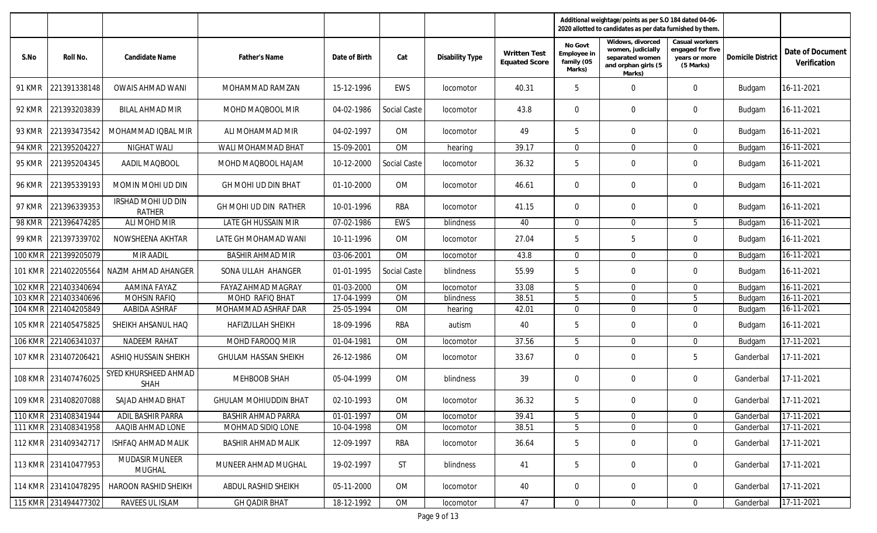| | | | | | | | | Additional weightage/points as per S.O 184 dated 04-06-2020 allotted to candidates as per data furnished by them. | | | | |
|---|---|---|---|---|---|---|---|---|---|---|---|---|
| S.No | Roll No. | Candidate Name | Father's Name | Date of Birth | Cat | Disability Type | Written Test Equated Score | No Govt Employee in family (05 Marks) | Widows, divorced women, judicially separated women and orphan girls (5 Marks) | Casual workers engaged for five years or more (5 Marks) | Domicile District | Date of Document Verification |
| 91 KMR | 221391338148 | OWAIS AHMAD WANI | MOHAMMAD RAMZAN | 15-12-1996 | EWS | locomotor | 40.31 | 5 | 0 | 0 | Budgam | 16-11-2021 |
| 92 KMR | 221393203839 | BILAL AHMAD MIR | MOHD MAQBOOL MIR | 04-02-1986 | Social Caste | locomotor | 43.8 | 0 | 0 | 0 | Budgam | 16-11-2021 |
| 93 KMR | 221393473542 | MOHAMMAD IQBAL MIR | ALI MOHAMMAD MIR | 04-02-1997 | OM | locomotor | 49 | 5 | 0 | 0 | Budgam | 16-11-2021 |
| 94 KMR | 221395204227 | NIGHAT WALI | WALI MOHAMMAD BHAT | 15-09-2001 | OM | hearing | 39.17 | 0 | 0 | 0 | Budgam | 16-11-2021 |
| 95 KMR | 221395204345 | AADIL MAQBOOL | MOHD MAQBOOL HAJAM | 10-12-2000 | Social Caste | locomotor | 36.32 | 5 | 0 | 0 | Budgam | 16-11-2021 |
| 96 KMR | 221395339193 | MOMIN MOHI UD DIN | GH MOHI UD DIN BHAT | 01-10-2000 | OM | locomotor | 46.61 | 0 | 0 | 0 | Budgam | 16-11-2021 |
| 97 KMR | 221396339353 | IRSHAD MOHI UD DIN RATHER | GH MOHI UD DIN RATHER | 10-01-1996 | RBA | locomotor | 41.15 | 0 | 0 | 0 | Budgam | 16-11-2021 |
| 98 KMR | 221396474285 | ALI MOHD MIR | LATE GH HUSSAIN MIR | 07-02-1986 | EWS | blindness | 40 | 0 | 0 | 5 | Budgam | 16-11-2021 |
| 99 KMR | 221397339702 | NOWSHEENA AKHTAR | LATE GH MOHAMAD WANI | 10-11-1996 | OM | locomotor | 27.04 | 5 | 5 | 0 | Budgam | 16-11-2021 |
| 100 KMR | 221399205079 | MIR AADIL | BASHIR AHMAD MIR | 03-06-2001 | OM | locomotor | 43.8 | 0 | 0 | 0 | Budgam | 16-11-2021 |
| 101 KMR | 221402205564 | NAZIM AHMAD AHANGER | SONA ULLAH AHANGER | 01-01-1995 | Social Caste | blindness | 55.99 | 5 | 0 | 0 | Budgam | 16-11-2021 |
| 102 KMR | 221403340694 | AAMINA FAYAZ | FAYAZ AHMAD MAGRAY | 01-03-2000 | OM | locomotor | 33.08 | 5 | 0 | 0 | Budgam | 16-11-2021 |
| 103 KMR | 221403340696 | MOHSIN RAFIQ | MOHD RAFIQ BHAT | 17-04-1999 | OM | blindness | 38.51 | 5 | 0 | 5 | Budgam | 16-11-2021 |
| 104 KMR | 221404205849 | AABIDA ASHRAF | MOHAMMAD ASHRAF DAR | 25-05-1994 | OM | hearing | 42.01 | 0 | 0 | 0 | Budgam | 16-11-2021 |
| 105 KMR | 221405475825 | SHEIKH AHSANUL HAQ | HAFIZULLAH SHEIKH | 18-09-1996 | RBA | autism | 40 | 5 | 0 | 0 | Budgam | 16-11-2021 |
| 106 KMR | 221406341037 | NADEEM RAHAT | MOHD FAROOQ MIR | 01-04-1981 | OM | locomotor | 37.56 | 5 | 0 | 0 | Budgam | 17-11-2021 |
| 107 KMR | 231407206421 | ASHIQ HUSSAIN SHEIKH | GHULAM HASSAN SHEIKH | 26-12-1986 | OM | locomotor | 33.67 | 0 | 0 | 5 | Ganderbal | 17-11-2021 |
| 108 KMR | 231407476025 | SYED KHURSHEED AHMAD SHAH | MEHBOOB SHAH | 05-04-1999 | OM | blindness | 39 | 0 | 0 | 0 | Ganderbal | 17-11-2021 |
| 109 KMR | 231408207088 | SAJAD AHMAD BHAT | GHULAM MOHIUDDIN BHAT | 02-10-1993 | OM | locomotor | 36.32 | 5 | 0 | 0 | Ganderbal | 17-11-2021 |
| 110 KMR | 231408341944 | ADIL BASHIR PARRA | BASHIR AHMAD PARRA | 01-01-1997 | OM | locomotor | 39.41 | 5 | 0 | 0 | Ganderbal | 17-11-2021 |
| 111 KMR | 231408341958 | AAQIB AHMAD LONE | MOHMAD SIDIQ LONE | 10-04-1998 | OM | locomotor | 38.51 | 5 | 0 | 0 | Ganderbal | 17-11-2021 |
| 112 KMR | 231409342717 | ISHFAQ AHMAD MALIK | BASHIR AHMAD MALIK | 12-09-1997 | RBA | locomotor | 36.64 | 5 | 0 | 0 | Ganderbal | 17-11-2021 |
| 113 KMR | 231410477953 | MUDASIR MUNEER MUGHAL | MUNEER AHMAD MUGHAL | 19-02-1997 | ST | blindness | 41 | 5 | 0 | 0 | Ganderbal | 17-11-2021 |
| 114 KMR | 231410478295 | HAROON RASHID SHEIKH | ABDUL RASHID SHEIKH | 05-11-2000 | OM | locomotor | 40 | 0 | 0 | 0 | Ganderbal | 17-11-2021 |
| 115 KMR | 231494477302 | RAVEES UL ISLAM | GH QADIR BHAT | 18-12-1992 | OM | locomotor | 47 | 0 | 0 | 0 | Ganderbal | 17-11-2021 |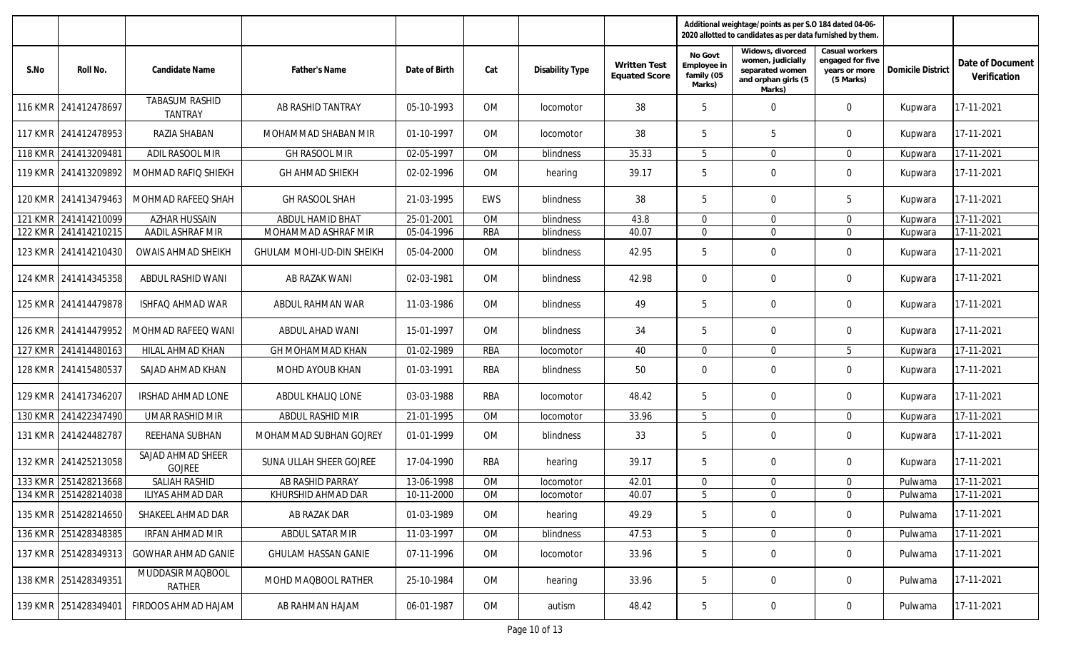| | | | | | | | | Additional weightage/points as per S.O 184 dated 04-06-2020 allotted to candidates as per data furnished by them. | | | | |
|---|---|---|---|---|---|---|---|---|---|---|---|---|
| S.No | Roll No. | Candidate Name | Father's Name | Date of Birth | Cat | Disability Type | Written Test Equated Score | No Govt Employee in family (05 Marks) | Widows, divorced women, judicially separated women and orphan girls (5 Marks) | Casual workers engaged for five years or more (5 Marks) | Domicile District | Date of Document Verification |
| 116 KMR | 241412478697 | TABASUM RASHID TANTRAY | AB RASHID TANTRAY | 05-10-1993 | OM | locomotor | 38 | 5 | 0 | 0 | Kupwara | 17-11-2021 |
| 117 KMR | 241412478953 | RAZIA SHABAN | MOHAMMAD SHABAN MIR | 01-10-1997 | OM | locomotor | 38 | 5 | 5 | 0 | Kupwara | 17-11-2021 |
| 118 KMR | 241413209481 | ADIL RASOOL MIR | GH RASOOL MIR | 02-05-1997 | OM | blindness | 35.33 | 5 | 0 | 0 | Kupwara | 17-11-2021 |
| 119 KMR | 241413209892 | MOHMAD RAFIQ SHIEKH | GH AHMAD SHIEKH | 02-02-1996 | OM | hearing | 39.17 | 5 | 0 | 0 | Kupwara | 17-11-2021 |
| 120 KMR | 241413479463 | MOHMAD RAFEEQ SHAH | GH RASOOL SHAH | 21-03-1995 | EWS | blindness | 38 | 5 | 0 | 5 | Kupwara | 17-11-2021 |
| 121 KMR | 241414210099 | AZHAR HUSSAIN | ABDUL HAMID BHAT | 25-01-2001 | OM | blindness | 43.8 | 0 | 0 | 0 | Kupwara | 17-11-2021 |
| 122 KMR | 241414210215 | AADIL ASHRAF MIR | MOHAMMAD ASHRAF MIR | 05-04-1996 | RBA | blindness | 40.07 | 0 | 0 | 0 | Kupwara | 17-11-2021 |
| 123 KMR | 241414210430 | OWAIS AHMAD SHEIKH | GHULAM MOHI-UD-DIN SHEIKH | 05-04-2000 | OM | blindness | 42.95 | 5 | 0 | 0 | Kupwara | 17-11-2021 |
| 124 KMR | 241414345358 | ABDUL RASHID WANI | AB RAZAK WANI | 02-03-1981 | OM | blindness | 42.98 | 0 | 0 | 0 | Kupwara | 17-11-2021 |
| 125 KMR | 241414479878 | ISHFAQ AHMAD WAR | ABDUL RAHMAN WAR | 11-03-1986 | OM | blindness | 49 | 5 | 0 | 0 | Kupwara | 17-11-2021 |
| 126 KMR | 241414479952 | MOHMAD RAFEEQ WANI | ABDUL AHAD WANI | 15-01-1997 | OM | blindness | 34 | 5 | 0 | 0 | Kupwara | 17-11-2021 |
| 127 KMR | 241414480163 | HILAL AHMAD KHAN | GH MOHAMMAD KHAN | 01-02-1989 | RBA | locomotor | 40 | 0 | 0 | 5 | Kupwara | 17-11-2021 |
| 128 KMR | 241415480537 | SAJAD AHMAD KHAN | MOHD AYOUB KHAN | 01-03-1991 | RBA | blindness | 50 | 0 | 0 | 0 | Kupwara | 17-11-2021 |
| 129 KMR | 241417346207 | IRSHAD AHMAD LONE | ABDUL KHALIQ LONE | 03-03-1988 | RBA | locomotor | 48.42 | 5 | 0 | 0 | Kupwara | 17-11-2021 |
| 130 KMR | 241422347490 | UMAR RASHID MIR | ABDUL RASHID MIR | 21-01-1995 | OM | locomotor | 33.96 | 5 | 0 | 0 | Kupwara | 17-11-2021 |
| 131 KMR | 241424482787 | REEHANA SUBHAN | MOHAMMAD SUBHAN GOJREY | 01-01-1999 | OM | blindness | 33 | 5 | 0 | 0 | Kupwara | 17-11-2021 |
| 132 KMR | 241425213058 | SAJAD AHMAD SHEER GOJREE | SUNA ULLAH SHEER GOJREE | 17-04-1990 | RBA | hearing | 39.17 | 5 | 0 | 0 | Kupwara | 17-11-2021 |
| 133 KMR | 251428213668 | SALIAH RASHID | AB RASHID PARRAY | 13-06-1998 | OM | locomotor | 42.01 | 0 | 0 | 0 | Pulwama | 17-11-2021 |
| 134 KMR | 251428214038 | ILIYAS AHMAD DAR | KHURSHID AHMAD DAR | 10-11-2000 | OM | locomotor | 40.07 | 5 | 0 | 0 | Pulwama | 17-11-2021 |
| 135 KMR | 251428214650 | SHAKEEL AHMAD DAR | AB RAZAK DAR | 01-03-1989 | OM | hearing | 49.29 | 5 | 0 | 0 | Pulwama | 17-11-2021 |
| 136 KMR | 251428348385 | IRFAN AHMAD MIR | ABDUL SATAR MIR | 11-03-1997 | OM | blindness | 47.53 | 5 | 0 | 0 | Pulwama | 17-11-2021 |
| 137 KMR | 251428349313 | GOWHAR AHMAD GANIE | GHULAM HASSAN GANIE | 07-11-1996 | OM | locomotor | 33.96 | 5 | 0 | 0 | Pulwama | 17-11-2021 |
| 138 KMR | 251428349351 | MUDDASIR MAQBOOL RATHER | MOHD MAQBOOL RATHER | 25-10-1984 | OM | hearing | 33.96 | 5 | 0 | 0 | Pulwama | 17-11-2021 |
| 139 KMR | 251428349401 | FIRDOOS AHMAD HAJAM | AB RAHMAN HAJAM | 06-01-1987 | OM | autism | 48.42 | 5 | 0 | 0 | Pulwama | 17-11-2021 |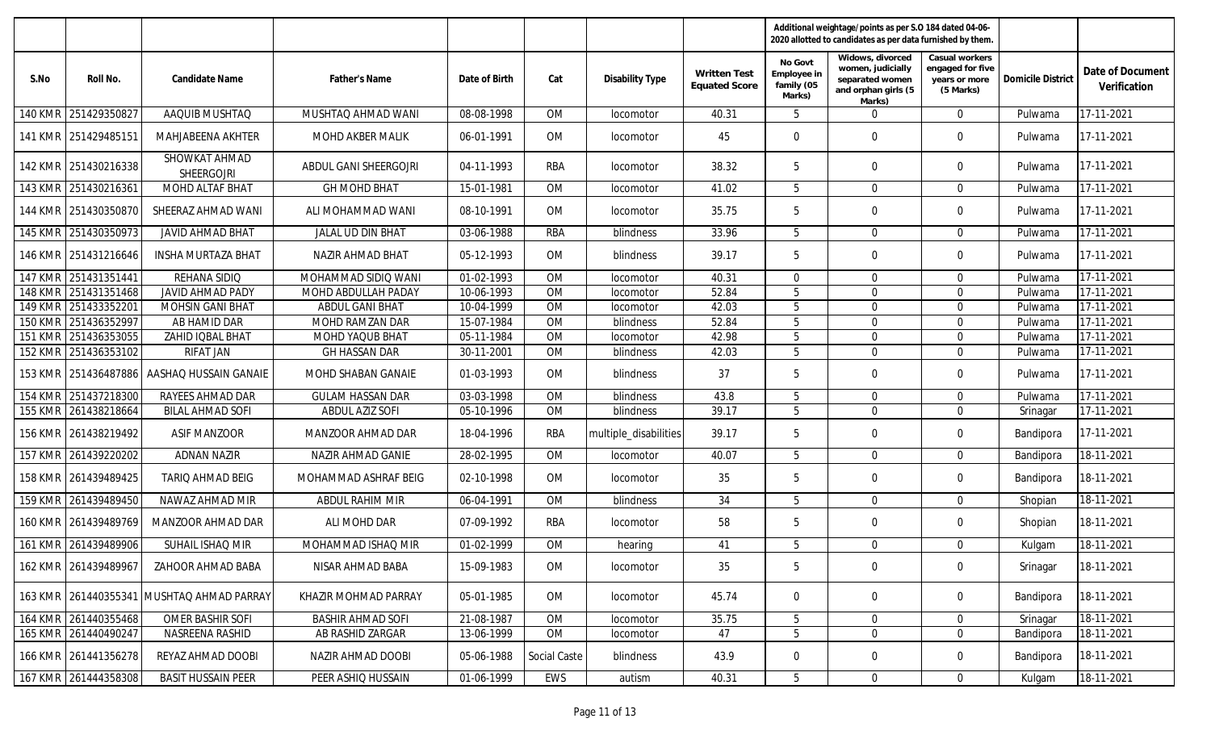| S.No | Roll No. | Candidate Name | Father's Name | Date of Birth | Cat | Disability Type | Written Test Equated Score | Additional weightage/points as per S.O 184 dated 04-06-2020 allotted to candidates as per data furnished by them. | | | Domicile District | Date of Document Verification |
|---|---|---|---|---|---|---|---|---|---|---|---|---|
| | | | | | | | | No Govt Employee in family (05 Marks) | Widows, divorced women, judicially separated women and orphan girls (5 Marks) | Casual workers engaged for five years or more (5 Marks) | | |
| 140 KMR | 251429350827 | AAQUIB MUSHTAQ | MUSHTAQ AHMAD WANI | 08-08-1998 | OM | locomotor | 40.31 | 5 | 0 | 0 | Pulwama | 17-11-2021 |
| 141 KMR | 251429485151 | MAHJABEENA AKHTER | MOHD AKBER MALIK | 06-01-1991 | OM | locomotor | 45 | 0 | 0 | 0 | Pulwama | 17-11-2021 |
| 142 KMR | 251430216338 | SHOWKAT AHMAD SHEERGOJRI | ABDUL GANI SHEERGOJRI | 04-11-1993 | RBA | locomotor | 38.32 | 5 | 0 | 0 | Pulwama | 17-11-2021 |
| 143 KMR | 251430216361 | MOHD ALTAF BHAT | GH MOHD BHAT | 15-01-1981 | OM | locomotor | 41.02 | 5 | 0 | 0 | Pulwama | 17-11-2021 |
| 144 KMR | 251430350870 | SHEERAZ AHMAD WANI | ALI MOHAMMAD WANI | 08-10-1991 | OM | locomotor | 35.75 | 5 | 0 | 0 | Pulwama | 17-11-2021 |
| 145 KMR | 251430350973 | JAVID AHMAD BHAT | JALAL UD DIN BHAT | 03-06-1988 | RBA | blindness | 33.96 | 5 | 0 | 0 | Pulwama | 17-11-2021 |
| 146 KMR | 251431216646 | INSHA MURTAZA BHAT | NAZIR AHMAD BHAT | 05-12-1993 | OM | blindness | 39.17 | 5 | 0 | 0 | Pulwama | 17-11-2021 |
| 147 KMR | 251431351441 | REHANA SIDIQ | MOHAMMAD SIDIQ WANI | 01-02-1993 | OM | locomotor | 40.31 | 0 | 0 | 0 | Pulwama | 17-11-2021 |
| 148 KMR | 251431351468 | JAVID AHMAD PADY | MOHD ABDULLAH PADAY | 10-06-1993 | OM | locomotor | 52.84 | 5 | 0 | 0 | Pulwama | 17-11-2021 |
| 149 KMR | 251433352201 | MOHSIN GANI BHAT | ABDUL GANI BHAT | 10-04-1999 | OM | locomotor | 42.03 | 5 | 0 | 0 | Pulwama | 17-11-2021 |
| 150 KMR | 251436352997 | AB HAMID DAR | MOHD RAMZAN DAR | 15-07-1984 | OM | blindness | 52.84 | 5 | 0 | 0 | Pulwama | 17-11-2021 |
| 151 KMR | 251436353055 | ZAHID IQBAL BHAT | MOHD YAQUB BHAT | 05-11-1984 | OM | locomotor | 42.98 | 5 | 0 | 0 | Pulwama | 17-11-2021 |
| 152 KMR | 251436353102 | RIFAT JAN | GH HASSAN DAR | 30-11-2001 | OM | blindness | 42.03 | 5 | 0 | 0 | Pulwama | 17-11-2021 |
| 153 KMR | 251436487886 | AASHAQ HUSSAIN GANAIE | MOHD SHABAN GANAIE | 01-03-1993 | OM | blindness | 37 | 5 | 0 | 0 | Pulwama | 17-11-2021 |
| 154 KMR | 251437218300 | RAYEES AHMAD DAR | GULAM HASSAN DAR | 03-03-1998 | OM | blindness | 43.8 | 5 | 0 | 0 | Pulwama | 17-11-2021 |
| 155 KMR | 261438218664 | BILAL AHMAD SOFI | ABDUL AZIZ SOFI | 05-10-1996 | OM | blindness | 39.17 | 5 | 0 | 0 | Srinagar | 17-11-2021 |
| 156 KMR | 261438219492 | ASIF MANZOOR | MANZOOR AHMAD DAR | 18-04-1996 | RBA | multiple_disabilities | 39.17 | 5 | 0 | 0 | Bandipora | 17-11-2021 |
| 157 KMR | 261439220202 | ADNAN NAZIR | NAZIR AHMAD GANIE | 28-02-1995 | OM | locomotor | 40.07 | 5 | 0 | 0 | Bandipora | 18-11-2021 |
| 158 KMR | 261439489425 | TARIQ AHMAD BEIG | MOHAMMAD ASHRAF BEIG | 02-10-1998 | OM | locomotor | 35 | 5 | 0 | 0 | Bandipora | 18-11-2021 |
| 159 KMR | 261439489450 | NAWAZ AHMAD MIR | ABDUL RAHIM MIR | 06-04-1991 | OM | blindness | 34 | 5 | 0 | 0 | Shopian | 18-11-2021 |
| 160 KMR | 261439489769 | MANZOOR AHMAD DAR | ALI MOHD DAR | 07-09-1992 | RBA | locomotor | 58 | 5 | 0 | 0 | Shopian | 18-11-2021 |
| 161 KMR | 261439489906 | SUHAIL ISHAQ MIR | MOHAMMAD ISHAQ MIR | 01-02-1999 | OM | hearing | 41 | 5 | 0 | 0 | Kulgam | 18-11-2021 |
| 162 KMR | 261439489967 | ZAHOOR AHMAD BABA | NISAR AHMAD BABA | 15-09-1983 | OM | locomotor | 35 | 5 | 0 | 0 | Srinagar | 18-11-2021 |
| 163 KMR | 261440355341 | MUSHTAQ AHMAD PARRAY | KHAZIR MOHMAD PARRAY | 05-01-1985 | OM | locomotor | 45.74 | 0 | 0 | 0 | Bandipora | 18-11-2021 |
| 164 KMR | 261440355468 | OMER BASHIR SOFI | BASHIR AHMAD SOFI | 21-08-1987 | OM | locomotor | 35.75 | 5 | 0 | 0 | Srinagar | 18-11-2021 |
| 165 KMR | 261440490247 | NASREENA RASHID | AB RASHID ZARGAR | 13-06-1999 | OM | locomotor | 47 | 5 | 0 | 0 | Bandipora | 18-11-2021 |
| 166 KMR | 261441356278 | REYAZ AHMAD DOOBI | NAZIR AHMAD DOOBI | 05-06-1988 | Social Caste | blindness | 43.9 | 0 | 0 | 0 | Bandipora | 18-11-2021 |
| 167 KMR | 261444358308 | BASIT HUSSAIN PEER | PEER ASHIQ HUSSAIN | 01-06-1999 | EWS | autism | 40.31 | 5 | 0 | 0 | Kulgam | 18-11-2021 |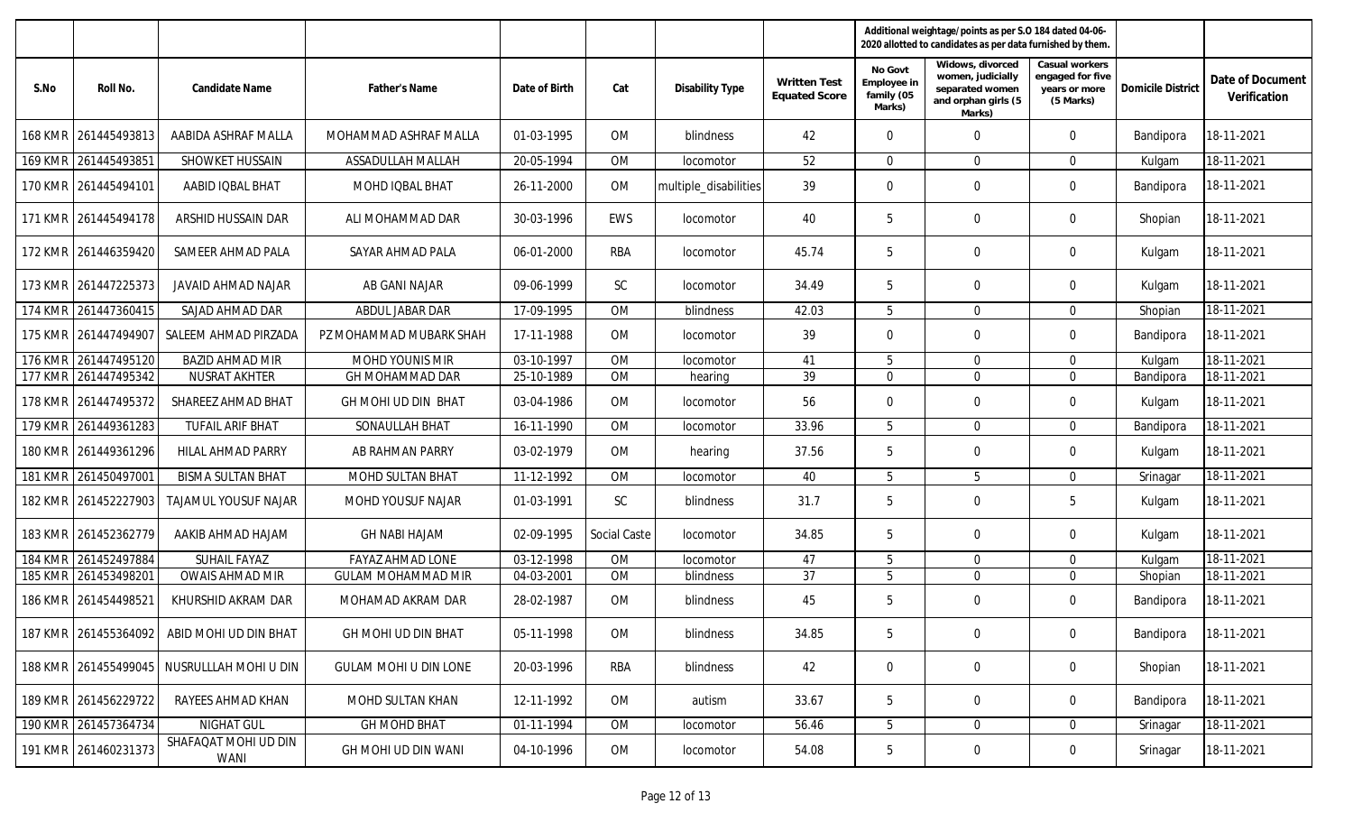| S.No | Roll No. | Candidate Name | Father's Name | Date of Birth | Cat | Disability Type | Written Test Equated Score | Additional weightage/points as per S.O 184 dated 04-06-2020 allotted to candidates as per data furnished by them. | | | Domicile District | Date of Document Verification |
|---|---|---|---|---|---|---|---|---|---|---|---|---|
| | | | | | | | | No Govt Employee in family (05 Marks) | Widows, divorced women, judicially separated women and orphan girls (5 Marks) | Casual workers engaged for five years or more (5 Marks) | | |
| 168 KMR | 261445493813 | AABIDA ASHRAF MALLA | MOHAMMAD ASHRAF MALLA | 01-03-1995 | OM | blindness | 42 | 0 | 0 | 0 | Bandipora | 18-11-2021 |
| 169 KMR | 261445493851 | SHOWKET HUSSAIN | ASSADULLAH MALLAH | 20-05-1994 | OM | locomotor | 52 | 0 | 0 | 0 | Kulgam | 18-11-2021 |
| 170 KMR | 261445494101 | AABID IQBAL BHAT | MOHD IQBAL BHAT | 26-11-2000 | OM | multiple_disabilities | 39 | 0 | 0 | 0 | Bandipora | 18-11-2021 |
| 171 KMR | 261445494178 | ARSHID HUSSAIN DAR | ALI MOHAMMAD DAR | 30-03-1996 | EWS | locomotor | 40 | 5 | 0 | 0 | Shopian | 18-11-2021 |
| 172 KMR | 261446359420 | SAMEER AHMAD PALA | SAYAR AHMAD PALA | 06-01-2000 | RBA | locomotor | 45.74 | 5 | 0 | 0 | Kulgam | 18-11-2021 |
| 173 KMR | 261447225373 | JAVAID AHMAD NAJAR | AB GANI NAJAR | 09-06-1999 | SC | locomotor | 34.49 | 5 | 0 | 0 | Kulgam | 18-11-2021 |
| 174 KMR | 261447360415 | SAJAD AHMAD DAR | ABDUL JABAR DAR | 17-09-1995 | OM | blindness | 42.03 | 5 | 0 | 0 | Shopian | 18-11-2021 |
| 175 KMR | 261447494907 | SALEEM AHMAD PIRZADA | PZ MOHAMMAD MUBARK SHAH | 17-11-1988 | OM | locomotor | 39 | 0 | 0 | 0 | Bandipora | 18-11-2021 |
| 176 KMR | 261447495120 | BAZID AHMAD MIR | MOHD YOUNIS MIR | 03-10-1997 | OM | locomotor | 41 | 5 | 0 | 0 | Kulgam | 18-11-2021 |
| 177 KMR | 261447495342 | NUSRAT AKHTER | GH MOHAMMAD DAR | 25-10-1989 | OM | hearing | 39 | 0 | 0 | 0 | Bandipora | 18-11-2021 |
| 178 KMR | 261447495372 | SHAREEZ AHMAD BHAT | GH MOHI UD DIN BHAT | 03-04-1986 | OM | locomotor | 56 | 0 | 0 | 0 | Kulgam | 18-11-2021 |
| 179 KMR | 261449361283 | TUFAIL ARIF BHAT | SONAULLAH BHAT | 16-11-1990 | OM | locomotor | 33.96 | 5 | 0 | 0 | Bandipora | 18-11-2021 |
| 180 KMR | 261449361296 | HILAL AHMAD PARRY | AB RAHMAN PARRY | 03-02-1979 | OM | hearing | 37.56 | 5 | 0 | 0 | Kulgam | 18-11-2021 |
| 181 KMR | 261450497001 | BISMA SULTAN BHAT | MOHD SULTAN BHAT | 11-12-1992 | OM | locomotor | 40 | 5 | 5 | 0 | Srinagar | 18-11-2021 |
| 182 KMR | 261452227903 | TAJAMUL YOUSUF NAJAR | MOHD YOUSUF NAJAR | 01-03-1991 | SC | blindness | 31.7 | 5 | 0 | 5 | Kulgam | 18-11-2021 |
| 183 KMR | 261452362779 | AAKIB AHMAD HAJAM | GH NABI HAJAM | 02-09-1995 | Social Caste | locomotor | 34.85 | 5 | 0 | 0 | Kulgam | 18-11-2021 |
| 184 KMR | 261452497884 | SUHAIL FAYAZ | FAYAZ AHMAD LONE | 03-12-1998 | OM | locomotor | 47 | 5 | 0 | 0 | Kulgam | 18-11-2021 |
| 185 KMR | 261453498201 | OWAIS AHMAD MIR | GULAM MOHAMMAD MIR | 04-03-2001 | OM | blindness | 37 | 5 | 0 | 0 | Shopian | 18-11-2021 |
| 186 KMR | 261454498521 | KHURSHID AKRAM DAR | MOHAMAD AKRAM DAR | 28-02-1987 | OM | blindness | 45 | 5 | 0 | 0 | Bandipora | 18-11-2021 |
| 187 KMR | 261455364092 | ABID MOHI UD DIN BHAT | GH MOHI UD DIN BHAT | 05-11-1998 | OM | blindness | 34.85 | 5 | 0 | 0 | Bandipora | 18-11-2021 |
| 188 KMR | 261455499045 | NUSRULLLAH MOHI U DIN | GULAM MOHI U DIN LONE | 20-03-1996 | RBA | blindness | 42 | 0 | 0 | 0 | Shopian | 18-11-2021 |
| 189 KMR | 261456229722 | RAYEES AHMAD KHAN | MOHD SULTAN KHAN | 12-11-1992 | OM | autism | 33.67 | 5 | 0 | 0 | Bandipora | 18-11-2021 |
| 190 KMR | 261457364734 | NIGHAT GUL | GH MOHD BHAT | 01-11-1994 | OM | locomotor | 56.46 | 5 | 0 | 0 | Srinagar | 18-11-2021 |
| 191 KMR | 261460231373 | SHAFAQAT MOHI UD DIN WANI | GH MOHI UD DIN WANI | 04-10-1996 | OM | locomotor | 54.08 | 5 | 0 | 0 | Srinagar | 18-11-2021 |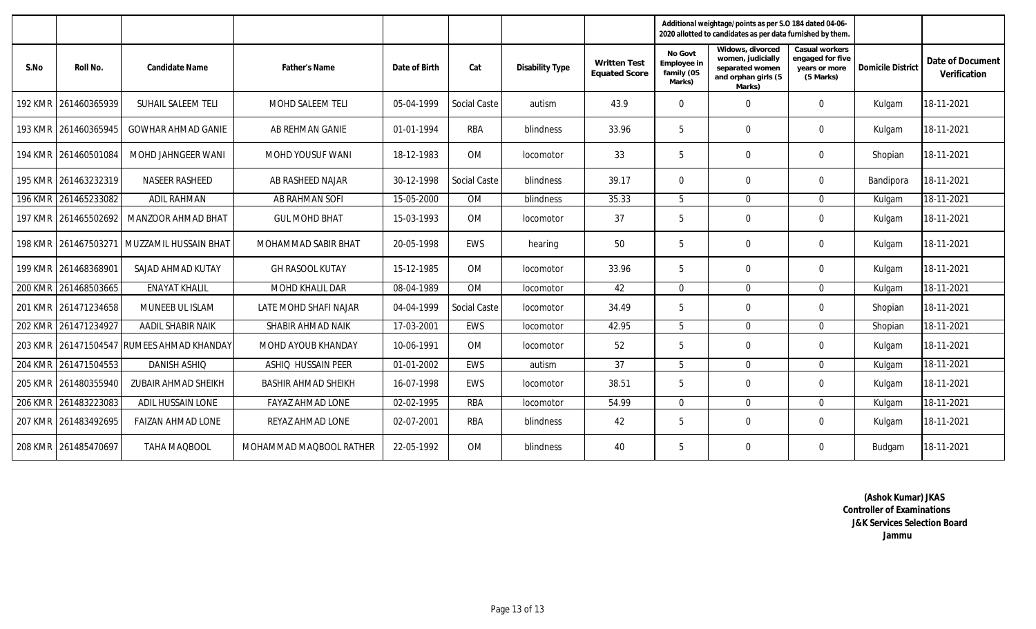| | | | | | | | | Additional weightage/points as per S.O 184 dated 04-06-2020 allotted to candidates as per data furnished by them. | | | | |
|---|---|---|---|---|---|---|---|---|---|---|---|---|
| S.No | Roll No. | Candidate Name | Father's Name | Date of Birth | Cat | Disability Type | Written Test Equated Score | No Govt Employee in family (05 Marks) | Widows, divorced women, judicially separated women and orphan girls (5 Marks) | Casual workers engaged for five years or more (5 Marks) | Domicile District | Date of Document Verification |
| 192 KMR | 261460365939 | SUHAIL SALEEM TELI | MOHD SALEEM TELI | 05-04-1999 | Social Caste | autism | 43.9 | 0 | 0 | 0 | Kulgam | 18-11-2021 |
| 193 KMR | 261460365945 | GOWHAR AHMAD GANIE | AB REHMAN GANIE | 01-01-1994 | RBA | blindness | 33.96 | 5 | 0 | 0 | Kulgam | 18-11-2021 |
| 194 KMR | 261460501084 | MOHD JAHNGEER WANI | MOHD YOUSUF WANI | 18-12-1983 | OM | locomotor | 33 | 5 | 0 | 0 | Shopian | 18-11-2021 |
| 195 KMR | 261463232319 | NASEER RASHEED | AB RASHEED NAJAR | 30-12-1998 | Social Caste | blindness | 39.17 | 0 | 0 | 0 | Bandipora | 18-11-2021 |
| 196 KMR | 261465233082 | ADIL RAHMAN | AB RAHMAN SOFI | 15-05-2000 | OM | blindness | 35.33 | 5 | 0 | 0 | Kulgam | 18-11-2021 |
| 197 KMR | 261465502692 | MANZOOR AHMAD BHAT | GUL MOHD BHAT | 15-03-1993 | OM | locomotor | 37 | 5 | 0 | 0 | Kulgam | 18-11-2021 |
| 198 KMR | 261467503271 | MUZZAMIL HUSSAIN BHAT | MOHAMMAD SABIR BHAT | 20-05-1998 | EWS | hearing | 50 | 5 | 0 | 0 | Kulgam | 18-11-2021 |
| 199 KMR | 261468368901 | SAJAD AHMAD KUTAY | GH RASOOL KUTAY | 15-12-1985 | OM | locomotor | 33.96 | 5 | 0 | 0 | Kulgam | 18-11-2021 |
| 200 KMR | 261468503665 | ENAYAT KHALIL | MOHD KHALIL DAR | 08-04-1989 | OM | locomotor | 42 | 0 | 0 | 0 | Kulgam | 18-11-2021 |
| 201 KMR | 261471234658 | MUNEEB UL ISLAM | LATE MOHD SHAFI NAJAR | 04-04-1999 | Social Caste | locomotor | 34.49 | 5 | 0 | 0 | Shopian | 18-11-2021 |
| 202 KMR | 261471234927 | AADIL SHABIR NAIK | SHABIR AHMAD NAIK | 17-03-2001 | EWS | locomotor | 42.95 | 5 | 0 | 0 | Shopian | 18-11-2021 |
| 203 KMR | 261471504547 | RUMEES AHMAD KHANDAY | MOHD AYOUB KHANDAY | 10-06-1991 | OM | locomotor | 52 | 5 | 0 | 0 | Kulgam | 18-11-2021 |
| 204 KMR | 261471504553 | DANISH ASHIQ | ASHIQ HUSSAIN PEER | 01-01-2002 | EWS | autism | 37 | 5 | 0 | 0 | Kulgam | 18-11-2021 |
| 205 KMR | 261480355940 | ZUBAIR AHMAD SHEIKH | BASHIR AHMAD SHEIKH | 16-07-1998 | EWS | locomotor | 38.51 | 5 | 0 | 0 | Kulgam | 18-11-2021 |
| 206 KMR | 261483223083 | ADIL HUSSAIN LONE | FAYAZ AHMAD LONE | 02-02-1995 | RBA | locomotor | 54.99 | 0 | 0 | 0 | Kulgam | 18-11-2021 |
| 207 KMR | 261483492695 | FAIZAN AHMAD LONE | REYAZ AHMAD LONE | 02-07-2001 | RBA | blindness | 42 | 5 | 0 | 0 | Kulgam | 18-11-2021 |
| 208 KMR | 261485470697 | TAHA MAQBOOL | MOHAMMAD MAQBOOL RATHER | 22-05-1992 | OM | blindness | 40 | 5 | 0 | 0 | Budgam | 18-11-2021 |

**(Ashok Kumar) JKAS**
**Controller of Examinations**
**J&K Services Selection Board**
**Jammu**